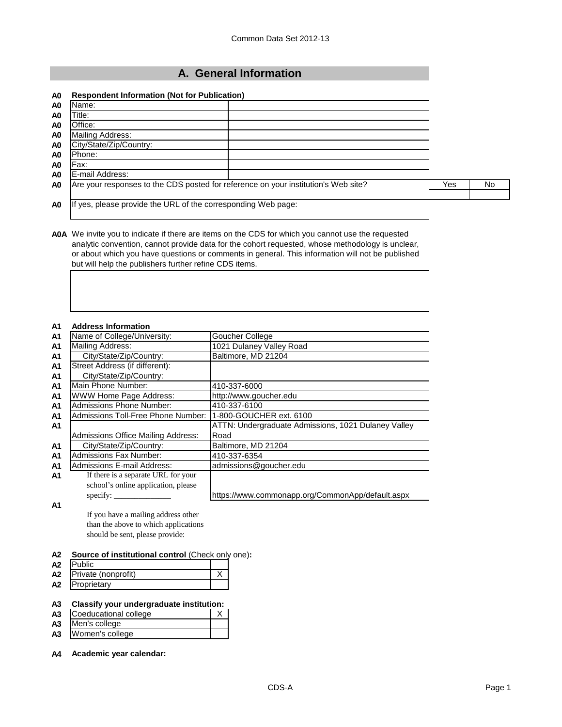# A. General Information

**A0 Respondent Information (Not for Publication)**

| | | | |
|---|---|---|---|
| A0 | Name: | | |
| A0 | Title: | | |
| A0 | Office: | | |
| A0 | Mailing Address: | | |
| A0 | City/State/Zip/Country: | | |
| A0 | Phone: | | |
| A0 | Fax: | | |
| A0 | E-mail Address: | | |

| | | Yes | No |
|---|---|---|---|
| A0 | Are your responses to the CDS posted for reference on your institution's Web site? | | |
| A0 | If yes, please provide the URL of the corresponding Web page: | | |

**A0A** We invite you to indicate if there are items on the CDS for which you cannot use the requested analytic convention, cannot provide data for the cohort requested, whose methodology is unclear, or about which you have questions or comments in general. This information will not be published but will help the publishers further refine CDS items.

**A1 Address Information**

| | | |
|---|---|---|
| A1 | Name of College/University: | Goucher College |
| A1 | Mailing Address: | 1021 Dulaney Valley Road |
| A1 | City/State/Zip/Country: | Baltimore, MD 21204 |
| A1 | Street Address (if different): | |
| A1 | City/State/Zip/Country: | |
| A1 | Main Phone Number: | 410-337-6000 |
| A1 | WWW Home Page Address: | http://www.goucher.edu |
| A1 | Admissions Phone Number: | 410-337-6100 |
| A1 | Admissions Toll-Free Phone Number: | 1-800-GOUCHER ext. 6100 |
| A1 | Admissions Office Mailing Address: | ATTN: Undergraduate Admissions, 1021 Dulaney Valley Road |
| A1 | City/State/Zip/Country: | Baltimore, MD 21204 |
| A1 | Admissions Fax Number: | 410-337-6354 |
| A1 | Admissions E-mail Address: | admissions@goucher.edu |
| A1 | If there is a separate URL for your school's online application, please specify: ______________ | https://www.commonapp.org/CommonApp/default.aspx |
| A1 | If you have a mailing address other than the above to which applications should be sent, please provide: | |

**A2 Source of institutional control** (Check only one)**:**

| | | |
|---|---|---|
| A2 | Public | |
| A2 | Private (nonprofit) | X |
| A2 | Proprietary | |

**A3 Classify your undergraduate institution:**

| | | |
|---|---|---|
| A3 | Coeducational college | X |
| A3 | Men's college | |
| A3 | Women's college | |

**A4 Academic year calendar:**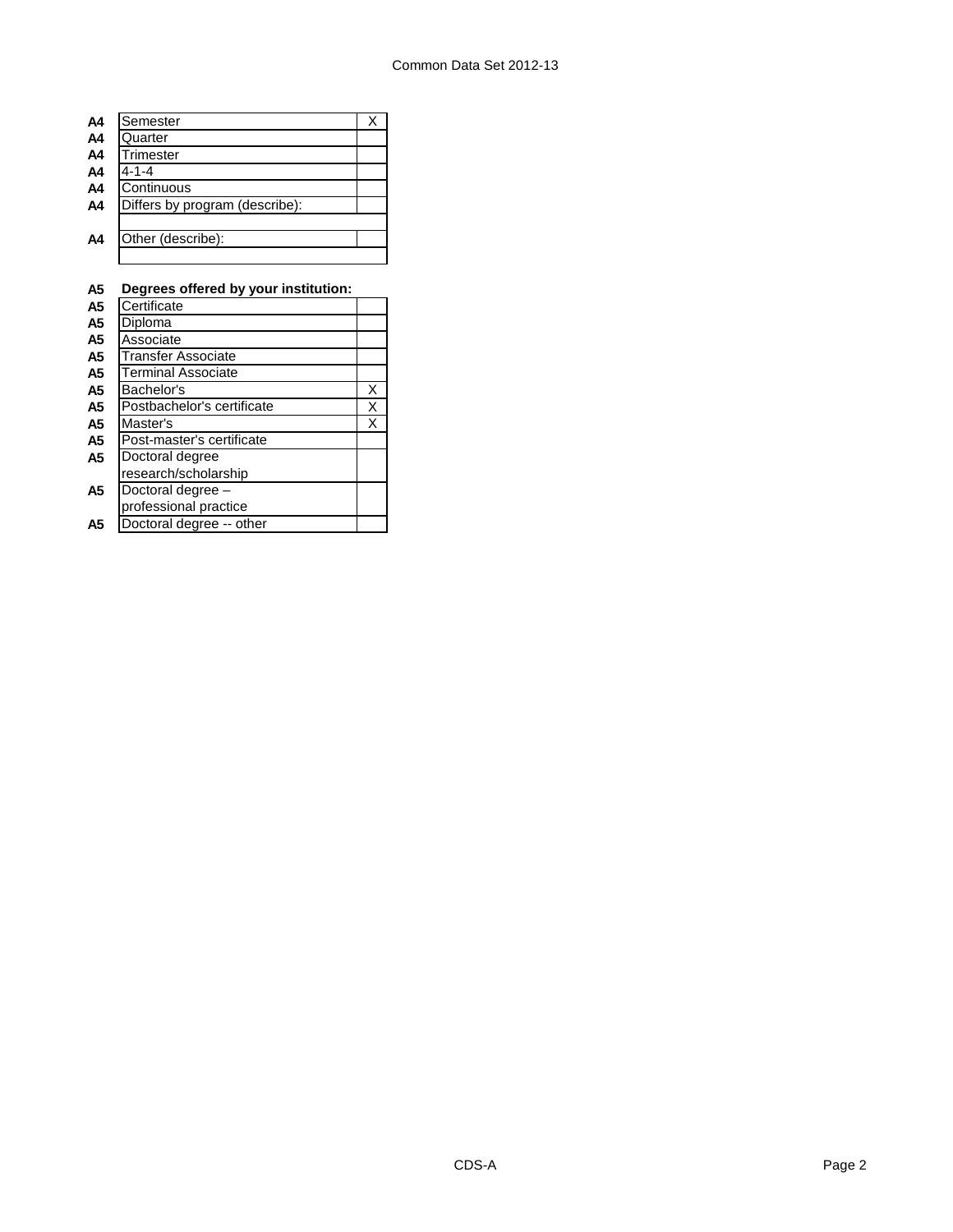| | | |
|---|---|---|
| A4 | Semester | X |
| A4 | Quarter | |
| A4 | Trimester | |
| A4 | 4-1-4 | |
| A4 | Continuous | |
| A4 | Differs by program (describe): | |
| | | |
| A4 | Other (describe): | |
| | | |

**A5 Degrees offered by your institution:**

| | | |
|---|---|---|
| A5 | Certificate | |
| A5 | Diploma | |
| A5 | Associate | |
| A5 | Transfer Associate | |
| A5 | Terminal Associate | |
| A5 | Bachelor's | X |
| A5 | Postbachelor's certificate | X |
| A5 | Master's | X |
| A5 | Post-master's certificate | |
| A5 | Doctoral degree research/scholarship | |
| A5 | Doctoral degree – professional practice | |
| A5 | Doctoral degree -- other | |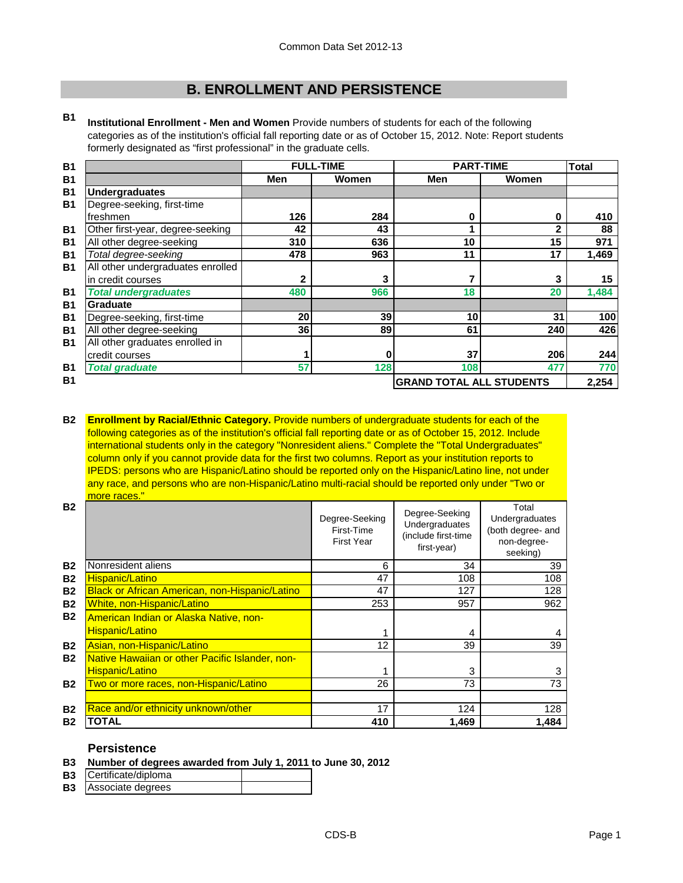## B. ENROLLMENT AND PERSISTENCE

**B1** **Institutional Enrollment - Men and Women** Provide numbers of students for each of the following categories as of the institution's official fall reporting date or as of October 15, 2012. Note: Report students formerly designated as "first professional" in the graduate cells.

| | FULL-TIME | | PART-TIME | | Total |
|---|---|---|---|---|---|
| | Men | Women | Men | Women | |
| **Undergraduates** | | | | | |
| Degree-seeking, first-time freshmen | 126 | 284 | 0 | 0 | 410 |
| Other first-year, degree-seeking | 42 | 43 | 1 | 2 | 88 |
| All other degree-seeking | 310 | 636 | 10 | 15 | 971 |
| *Total degree-seeking* | 478 | 963 | 11 | 17 | 1,469 |
| All other undergraduates enrolled in credit courses | 2 | 3 | 7 | 3 | 15 |
| ***Total undergraduates*** | 480 | 966 | 18 | 20 | 1,484 |
| **Graduate** | | | | | |
| Degree-seeking, first-time | 20 | 39 | 10 | 31 | 100 |
| All other degree-seeking | 36 | 89 | 61 | 240 | 426 |
| All other graduates enrolled in credit courses | 1 | 0 | 37 | 206 | 244 |
| ***Total graduate*** | 57 | 128 | 108 | 477 | 770 |
| | | | **GRAND TOTAL ALL STUDENTS** | | 2,254 |

**B2** **Enrollment by Racial/Ethnic Category.** Provide numbers of undergraduate students for each of the following categories as of the institution's official fall reporting date or as of October 15, 2012. Include international students only in the category "Nonresident aliens." Complete the "Total Undergraduates" column only if you cannot provide data for the first two columns. Report as your institution reports to IPEDS: persons who are Hispanic/Latino should be reported only on the Hispanic/Latino line, not under any race, and persons who are non-Hispanic/Latino multi-racial should be reported only under "Two or more races."

| | Degree-Seeking First-Time First Year | Degree-Seeking Undergraduates (include first-time first-year) | Total Undergraduates (both degree- and non-degree-seeking) |
|---|---|---|---|
| Nonresident aliens | 6 | 34 | 39 |
| Hispanic/Latino | 47 | 108 | 108 |
| Black or African American, non-Hispanic/Latino | 47 | 127 | 128 |
| White, non-Hispanic/Latino | 253 | 957 | 962 |
| American Indian or Alaska Native, non-Hispanic/Latino | 1 | 4 | 4 |
| Asian, non-Hispanic/Latino | 12 | 39 | 39 |
| Native Hawaiian or other Pacific Islander, non-Hispanic/Latino | 1 | 3 | 3 |
| Two or more races, non-Hispanic/Latino | 26 | 73 | 73 |
| | | | |
| Race and/or ethnicity unknown/other | 17 | 124 | 128 |
| **TOTAL** | 410 | 1,469 | 1,484 |

### Persistence

**B3** **Number of degrees awarded from July 1, 2011 to June 30, 2012**

| | |
|---|---|
| Certificate/diploma | |
| Associate degrees | |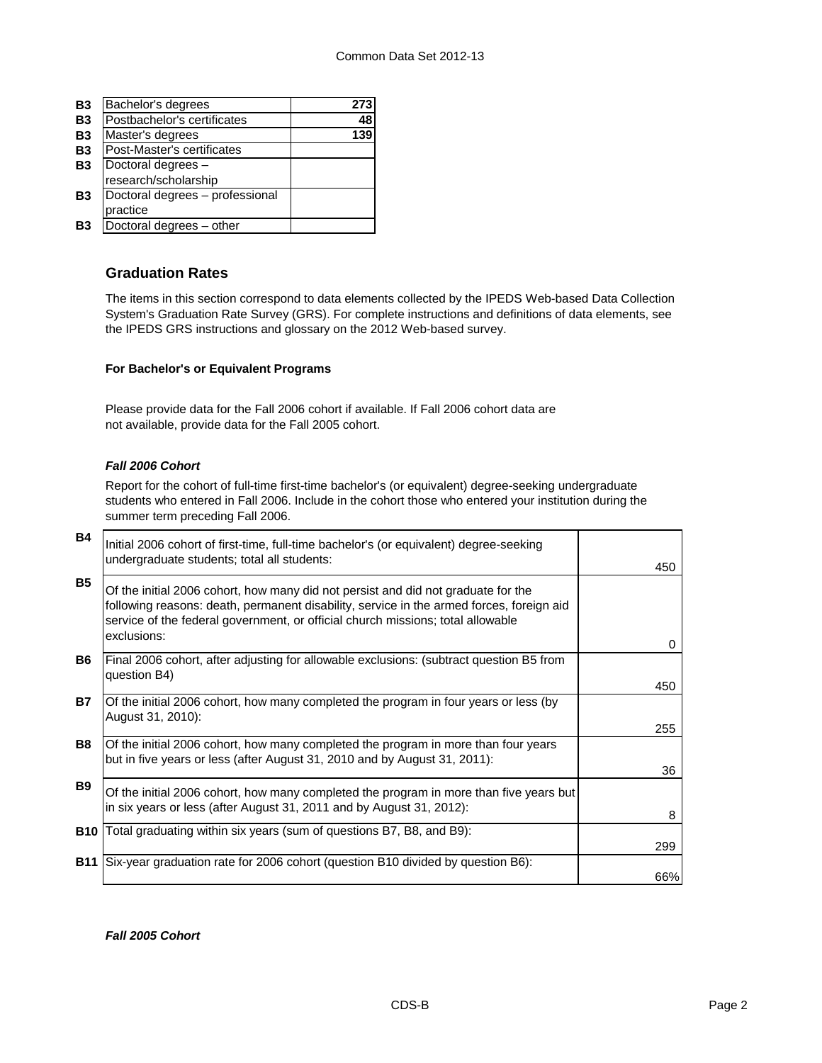| | | |
|---|---|---|
| B3 | Bachelor's degrees | 273 |
| B3 | Postbachelor's certificates | 48 |
| B3 | Master's degrees | 139 |
| B3 | Post-Master's certificates | |
| B3 | Doctoral degrees – research/scholarship | |
| B3 | Doctoral degrees – professional practice | |
| B3 | Doctoral degrees – other | |

## Graduation Rates

The items in this section correspond to data elements collected by the IPEDS Web-based Data Collection System's Graduation Rate Survey (GRS). For complete instructions and definitions of data elements, see the IPEDS GRS instructions and glossary on the 2012 Web-based survey.

### For Bachelor's or Equivalent Programs

Please provide data for the Fall 2006 cohort if available. If Fall 2006 cohort data are not available, provide data for the Fall 2005 cohort.

***Fall 2006 Cohort***

Report for the cohort of full-time first-time bachelor's (or equivalent) degree-seeking undergraduate students who entered in Fall 2006. Include in the cohort those who entered your institution during the summer term preceding Fall 2006.

| | | |
|---|---|---|
| B4 | Initial 2006 cohort of first-time, full-time bachelor's (or equivalent) degree-seeking undergraduate students; total all students: | 450 |
| B5 | Of the initial 2006 cohort, how many did not persist and did not graduate for the following reasons: death, permanent disability, service in the armed forces, foreign aid service of the federal government, or official church missions; total allowable exclusions: | 0 |
| B6 | Final 2006 cohort, after adjusting for allowable exclusions: (subtract question B5 from question B4) | 450 |
| B7 | Of the initial 2006 cohort, how many completed the program in four years or less (by August 31, 2010): | 255 |
| B8 | Of the initial 2006 cohort, how many completed the program in more than four years but in five years or less (after August 31, 2010 and by August 31, 2011): | 36 |
| B9 | Of the initial 2006 cohort, how many completed the program in more than five years but in six years or less (after August 31, 2011 and by August 31, 2012): | 8 |
| B10 | Total graduating within six years (sum of questions B7, B8, and B9): | 299 |
| B11 | Six-year graduation rate for 2006 cohort (question B10 divided by question B6): | 66% |

***Fall 2005 Cohort***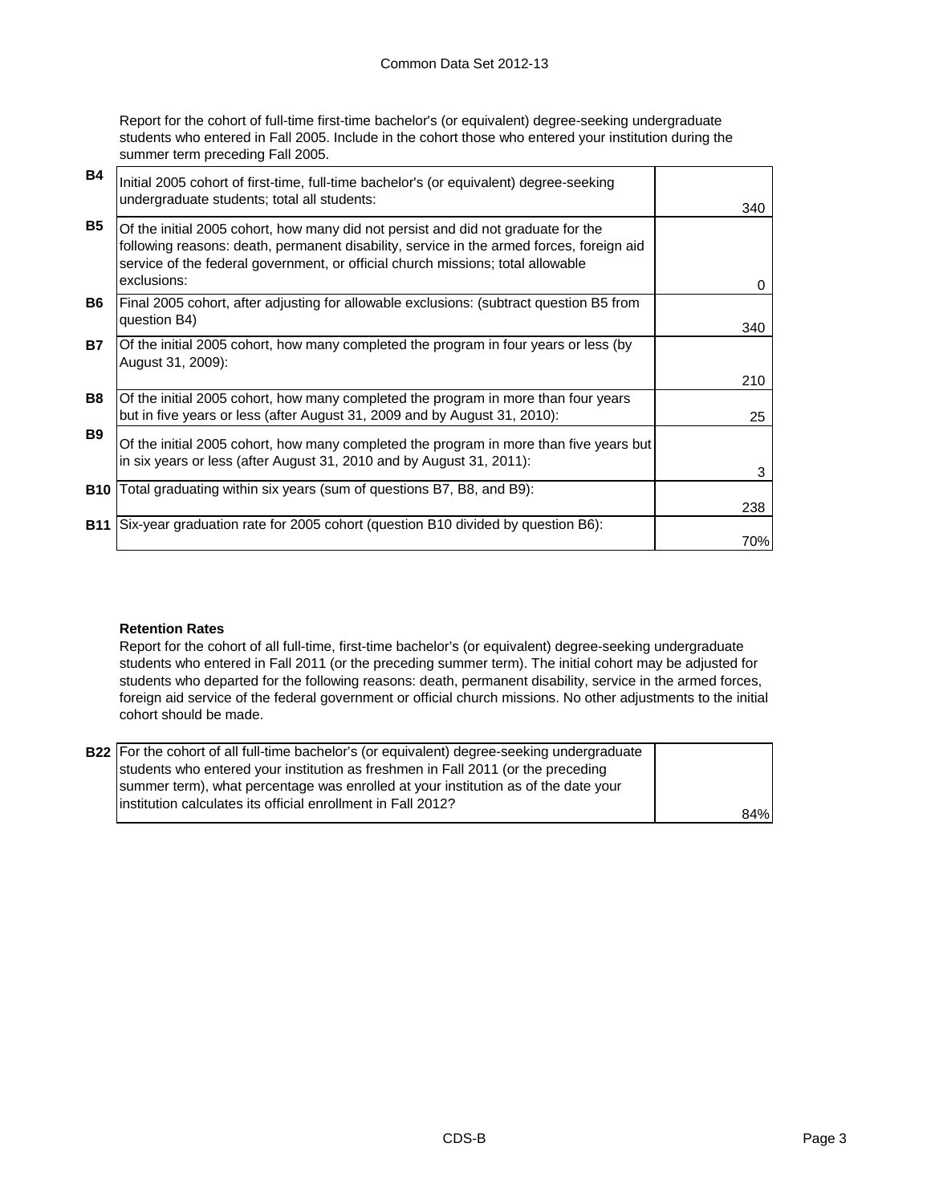Report for the cohort of full-time first-time bachelor's (or equivalent) degree-seeking undergraduate students who entered in Fall 2005. Include in the cohort those who entered your institution during the summer term preceding Fall 2005.

| | | |
|---|---|---|
| B4 | Initial 2005 cohort of first-time, full-time bachelor's (or equivalent) degree-seeking undergraduate students; total all students: | 340 |
| B5 | Of the initial 2005 cohort, how many did not persist and did not graduate for the following reasons: death, permanent disability, service in the armed forces, foreign aid service of the federal government, or official church missions; total allowable exclusions: | 0 |
| B6 | Final 2005 cohort, after adjusting for allowable exclusions: (subtract question B5 from question B4) | 340 |
| B7 | Of the initial 2005 cohort, how many completed the program in four years or less (by August 31, 2009): | 210 |
| B8 | Of the initial 2005 cohort, how many completed the program in more than four years but in five years or less (after August 31, 2009 and by August 31, 2010): | 25 |
| B9 | Of the initial 2005 cohort, how many completed the program in more than five years but in six years or less (after August 31, 2010 and by August 31, 2011): | 3 |
| B10 | Total graduating within six years (sum of questions B7, B8, and B9): | 238 |
| B11 | Six-year graduation rate for 2005 cohort (question B10 divided by question B6): | 70% |

**Retention Rates**

Report for the cohort of all full-time, first-time bachelor's (or equivalent) degree-seeking undergraduate students who entered in Fall 2011 (or the preceding summer term). The initial cohort may be adjusted for students who departed for the following reasons: death, permanent disability, service in the armed forces, foreign aid service of the federal government or official church missions. No other adjustments to the initial cohort should be made.

| | | |
|---|---|---|
| B22 | For the cohort of all full-time bachelor's (or equivalent) degree-seeking undergraduate students who entered your institution as freshmen in Fall 2011 (or the preceding summer term), what percentage was enrolled at your institution as of the date your institution calculates its official enrollment in Fall 2012? | 84% |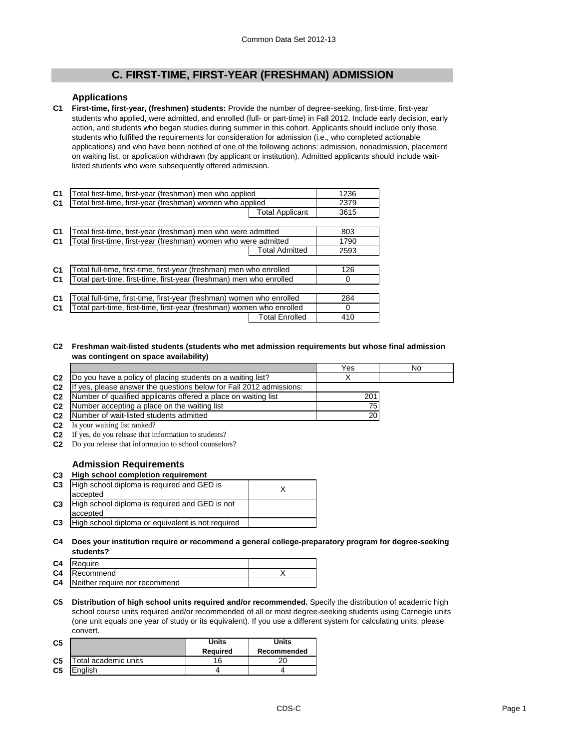## C. FIRST-TIME, FIRST-YEAR (FRESHMAN) ADMISSION

### Applications

**C1** **First-time, first-year, (freshmen) students:** Provide the number of degree-seeking, first-time, first-year students who applied, were admitted, and enrolled (full- or part-time) in Fall 2012. Include early decision, early action, and students who began studies during summer in this cohort. Applicants should include only those students who fulfilled the requirements for consideration for admission (i.e., who completed actionable applications) and who have been notified of one of the following actions: admission, nonadmission, placement on waiting list, or application withdrawn (by applicant or institution). Admitted applicants should include wait-listed students who were subsequently offered admission.

| | | |
|---|---|---|
| C1 | Total first-time, first-year (freshman) men who applied | 1236 |
| C1 | Total first-time, first-year (freshman) women who applied | 2379 |
| | Total Applicant | 3615 |
| C1 | Total first-time, first-year (freshman) men who were admitted | 803 |
| C1 | Total first-time, first-year (freshman) women who were admitted | 1790 |
| | Total Admitted | 2593 |
| C1 | Total full-time, first-time, first-year (freshman) men who enrolled | 126 |
| C1 | Total part-time, first-time, first-year (freshman) men who enrolled | 0 |
| C1 | Total full-time, first-time, first-year (freshman) women who enrolled | 284 |
| C1 | Total part-time, first-time, first-year (freshman) women who enrolled | 0 |
| | Total Enrolled | 410 |

**C2** **Freshman wait-listed students (students who met admission requirements but whose final admission was contingent on space availability)**

| | | Yes | No |
|---|---|---|---|
| C2 | Do you have a policy of placing students on a waiting list? | X | |
| C2 | If yes, please answer the questions below for Fall 2012 admissions: | | |
| C2 | Number of qualified applicants offered a place on waiting list | 201 | |
| C2 | Number accepting a place on the waiting list | 75 | |
| C2 | Number of wait-listed students admitted | 20 | |

**C2** Is your waiting list ranked?

**C2** If yes, do you release that information to students?

**C2** Do you release that information to school counselors?

### Admission Requirements

**C3** **High school completion requirement**

| | | |
|---|---|---|
| C3 | High school diploma is required and GED is accepted | X |
| C3 | High school diploma is required and GED is not accepted | |
| C3 | High school diploma or equivalent is not required | |

**C4** **Does your institution require or recommend a general college-preparatory program for degree-seeking students?**

| | | |
|---|---|---|
| C4 | Require | |
| C4 | Recommend | X |
| C4 | Neither require nor recommend | |

**C5** **Distribution of high school units required and/or recommended.** Specify the distribution of academic high school course units required and/or recommended of all or most degree-seeking students using Carnegie units (one unit equals one year of study or its equivalent). If you use a different system for calculating units, please convert.

| | | Units Required | Units Recommended |
|---|---|---|---|
| C5 | Total academic units | 16 | 20 |
| C5 | English | 4 | 4 |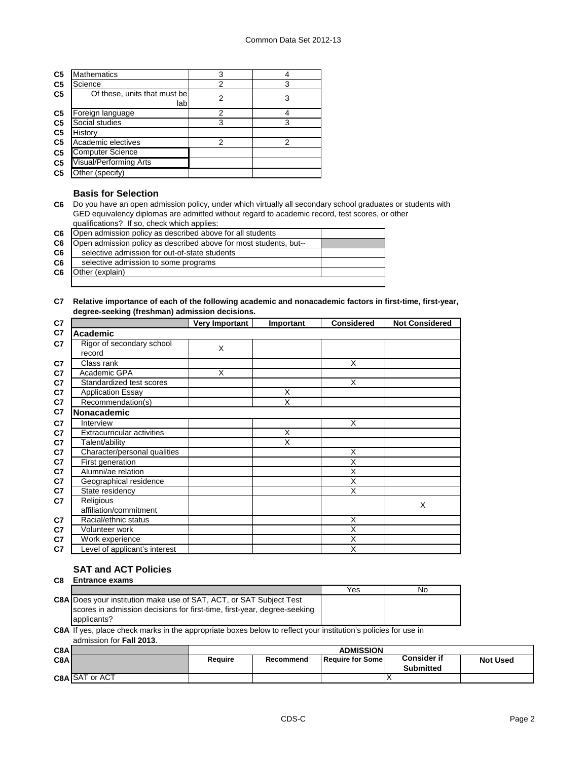| | | | |
|---|---|---|---|
| C5 | Mathematics | 3 | 4 |
| C5 | Science | 2 | 3 |
| C5 | Of these, units that must be lab | 2 | 3 |
| C5 | Foreign language | 2 | 4 |
| C5 | Social studies | 3 | 3 |
| C5 | History | | |
| C5 | Academic electives | 2 | 2 |
| C5 | Computer Science | | |
| C5 | Visual/Performing Arts | | |
| C5 | Other (specify) | | |

### Basis for Selection

**C6** Do you have an open admission policy, under which virtually all secondary school graduates or students with GED equivalency diplomas are admitted without regard to academic record, test scores, or other qualifications? If so, check which applies:

| | | |
|---|---|---|
| C6 | Open admission policy as described above for all students | |
| C6 | Open admission policy as described above for most students, but-- | |
| C6 | selective admission for out-of-state students | |
| C6 | selective admission to some programs | |
| C6 | Other (explain) | |

**C7 Relative importance of each of the following academic and nonacademic factors in first-time, first-year, degree-seeking (freshman) admission decisions.**

| | | Very Important | Important | Considered | Not Considered |
|---|---|---|---|---|---|
| C7 | **Academic** | | | | |
| C7 | Rigor of secondary school record | X | | | |
| C7 | Class rank | | | X | |
| C7 | Academic GPA | X | | | |
| C7 | Standardized test scores | | | X | |
| C7 | Application Essay | | X | | |
| C7 | Recommendation(s) | | X | | |
| C7 | **Nonacademic** | | | | |
| C7 | Interview | | | X | |
| C7 | Extracurricular activities | | X | | |
| C7 | Talent/ability | | X | | |
| C7 | Character/personal qualities | | | X | |
| C7 | First generation | | | X | |
| C7 | Alumni/ae relation | | | X | |
| C7 | Geographical residence | | | X | |
| C7 | State residency | | | X | |
| C7 | Religious affiliation/commitment | | | | X |
| C7 | Racial/ethnic status | | | X | |
| C7 | Volunteer work | | | X | |
| C7 | Work experience | | | X | |
| C7 | Level of applicant's interest | | | X | |

### SAT and ACT Policies

**C8 Entrance exams**

| | | Yes | No |
|---|---|---|---|
| C8A | Does your institution make use of SAT, ACT, or SAT Subject Test scores in admission decisions for first-time, first-year, degree-seeking applicants? | | |

**C8A** If yes, place check marks in the appropriate boxes below to reflect your institution's policies for use in admission for **Fall 2013**.

| | | ADMISSION | | | | |
|---|---|---|---|---|---|---|
| C8A | | Require | Recommend | Require for Some | Consider if Submitted | Not Used |
| C8A | SAT or ACT | | | | X | |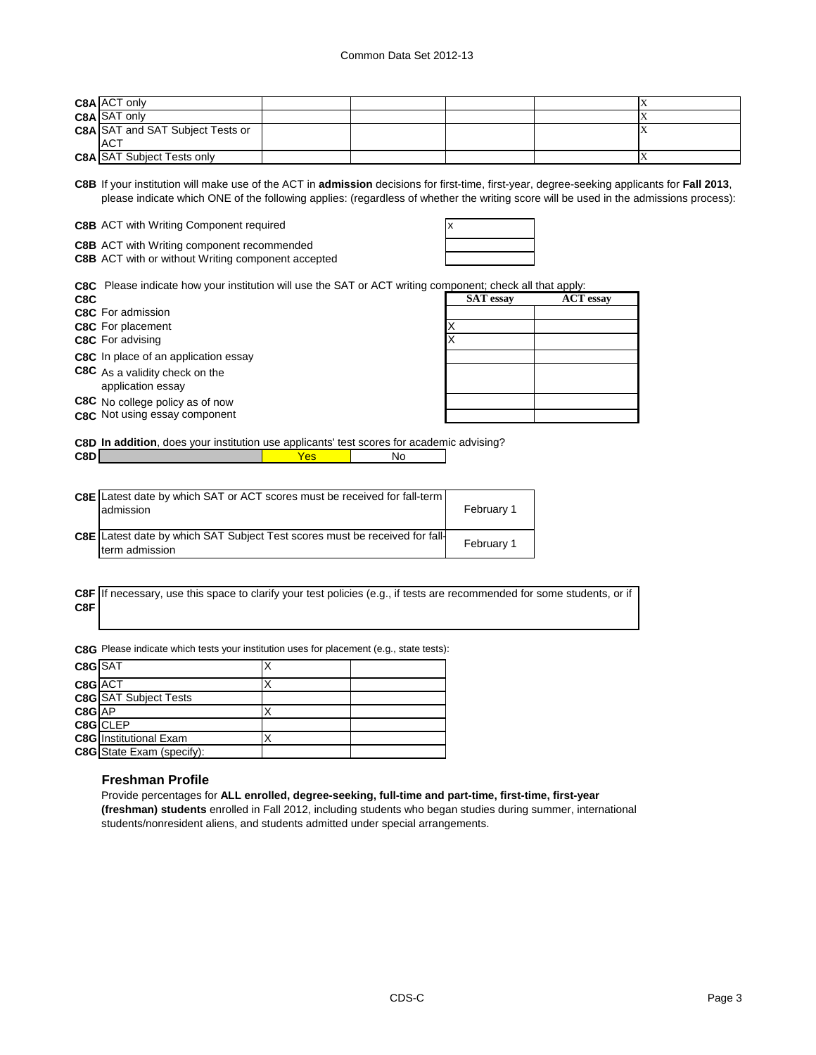| | | | | | | |
|---|---|---|---|---|---|---|
| C8A | ACT only | | | | | X |
| C8A | SAT only | | | | | X |
| C8A | SAT and SAT Subject Tests or ACT | | | | | X |
| C8A | SAT Subject Tests only | | | | | X |

**C8B** If your institution will make use of the ACT in **admission** decisions for first-time, first-year, degree-seeking applicants for **Fall 2013**, please indicate which ONE of the following applies: (regardless of whether the writing score will be used in the admissions process):

| | | |
|---|---|---|
| C8B | ACT with Writing Component required | x |
| C8B | ACT with Writing component recommended | |
| C8B | ACT with or without Writing component accepted | |

**C8C** Please indicate how your institution will use the SAT or ACT writing component; check all that apply:

| | | SAT essay | ACT essay |
|---|---|---|---|
| C8C | For admission | | |
| C8C | For placement | X | |
| C8C | For advising | X | |
| C8C | In place of an application essay | | |
| C8C | As a validity check on the application essay | | |
| C8C | No college policy as of now | | |
| C8C | Not using essay component | | |

**C8D** **In addition**, does your institution use applicants' test scores for academic advising?

| | | | |
|---|---|---|---|
| C8D | | Yes | No |

| | | |
|---|---|---|
| C8E | Latest date by which SAT or ACT scores must be received for fall-term admission | February 1 |
| C8E | Latest date by which SAT Subject Test scores must be received for fall-term admission | February 1 |

**C8F** If necessary, use this space to clarify your test policies (e.g., if tests are recommended for some students, or if

**C8F**

**C8G** Please indicate which tests your institution uses for placement (e.g., state tests):

| | | | |
|---|---|---|---|
| C8G | SAT | X | |
| C8G | ACT | X | |
| C8G | SAT Subject Tests | | |
| C8G | AP | X | |
| C8G | CLEP | | |
| C8G | Institutional Exam | X | |
| C8G | State Exam (specify): | | |

### Freshman Profile

Provide percentages for **ALL enrolled, degree-seeking, full-time and part-time, first-time, first-year (freshman) students** enrolled in Fall 2012, including students who began studies during summer, international students/nonresident aliens, and students admitted under special arrangements.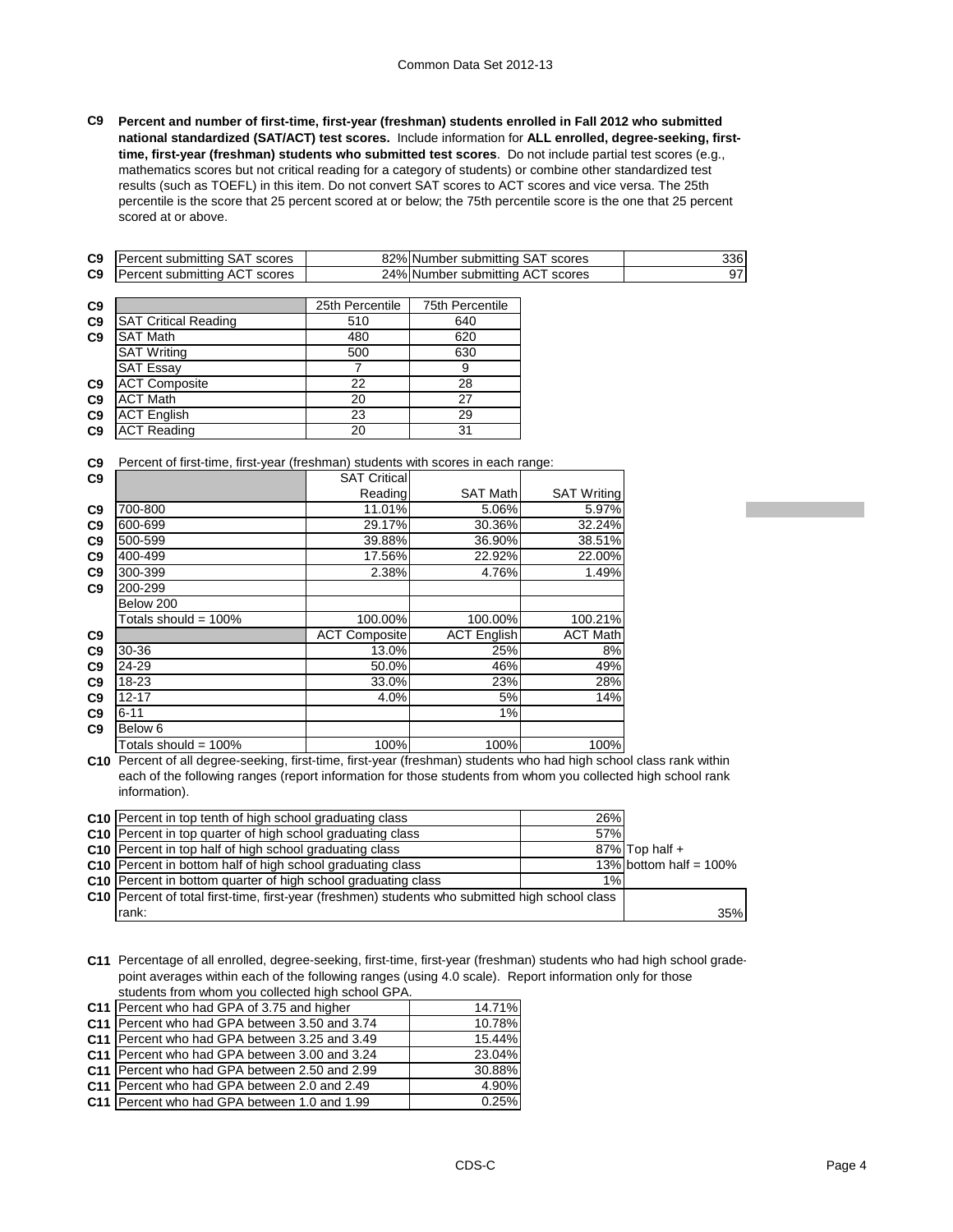**C9 Percent and number of first-time, first-year (freshman) students enrolled in Fall 2012 who submitted national standardized (SAT/ACT) test scores.** Include information for **ALL enrolled, degree-seeking, first-time, first-year (freshman) students who submitted test scores**. Do not include partial test scores (e.g., mathematics scores but not critical reading for a category of students) or combine other standardized test results (such as TOEFL) in this item. Do not convert SAT scores to ACT scores and vice versa. The 25th percentile is the score that 25 percent scored at or below; the 75th percentile score is the one that 25 percent scored at or above.

| | | | | |
|---|---|---|---|---|
| C9 | Percent submitting SAT scores | 82% | Number submitting SAT scores | 336 |
| C9 | Percent submitting ACT scores | 24% | Number submitting ACT scores | 97 |

| | | 25th Percentile | 75th Percentile |
|---|---|---|---|
| C9 | SAT Critical Reading | 510 | 640 |
| C9 | SAT Math | 480 | 620 |
| | SAT Writing | 500 | 630 |
| | SAT Essay | 7 | 9 |
| C9 | ACT Composite | 22 | 28 |
| C9 | ACT Math | 20 | 27 |
| C9 | ACT English | 23 | 29 |
| C9 | ACT Reading | 20 | 31 |

C9 Percent of first-time, first-year (freshman) students with scores in each range:

| | | SAT Critical Reading | SAT Math | SAT Writing |
|---|---|---|---|---|
| C9 | 700-800 | 11.01% | 5.06% | 5.97% |
| C9 | 600-699 | 29.17% | 30.36% | 32.24% |
| C9 | 500-599 | 39.88% | 36.90% | 38.51% |
| C9 | 400-499 | 17.56% | 22.92% | 22.00% |
| C9 | 300-399 | 2.38% | 4.76% | 1.49% |
| C9 | 200-299 | | | |
| | Below 200 | | | |
| | Totals should = 100% | 100.00% | 100.00% | 100.21% |
| C9 | | ACT Composite | ACT English | ACT Math |
| C9 | 30-36 | 13.0% | 25% | 8% |
| C9 | 24-29 | 50.0% | 46% | 49% |
| C9 | 18-23 | 33.0% | 23% | 28% |
| C9 | 12-17 | 4.0% | 5% | 14% |
| C9 | 6-11 | | 1% | |
| C9 | Below 6 | | | |
| | Totals should = 100% | 100% | 100% | 100% |

**C10** Percent of all degree-seeking, first-time, first-year (freshman) students who had high school class rank within each of the following ranges (report information for those students from whom you collected high school rank information).

| | | | |
|---|---|---|---|
| C10 | Percent in top tenth of high school graduating class | 26% | |
| C10 | Percent in top quarter of high school graduating class | 57% | |
| C10 | Percent in top half of high school graduating class | 87% | Top half + |
| C10 | Percent in bottom half of high school graduating class | 13% | bottom half = 100% |
| C10 | Percent in bottom quarter of high school graduating class | 1% | |
| C10 | Percent of total first-time, first-year (freshmen) students who submitted high school class rank: | | 35% |

**C11** Percentage of all enrolled, degree-seeking, first-time, first-year (freshman) students who had high school grade-point averages within each of the following ranges (using 4.0 scale). Report information only for those students from whom you collected high school GPA.

| | | |
|---|---|---|
| C11 | Percent who had GPA of 3.75 and higher | 14.71% |
| C11 | Percent who had GPA between 3.50 and 3.74 | 10.78% |
| C11 | Percent who had GPA between 3.25 and 3.49 | 15.44% |
| C11 | Percent who had GPA between 3.00 and 3.24 | 23.04% |
| C11 | Percent who had GPA between 2.50 and 2.99 | 30.88% |
| C11 | Percent who had GPA between 2.0 and 2.49 | 4.90% |
| C11 | Percent who had GPA between 1.0 and 1.99 | 0.25% |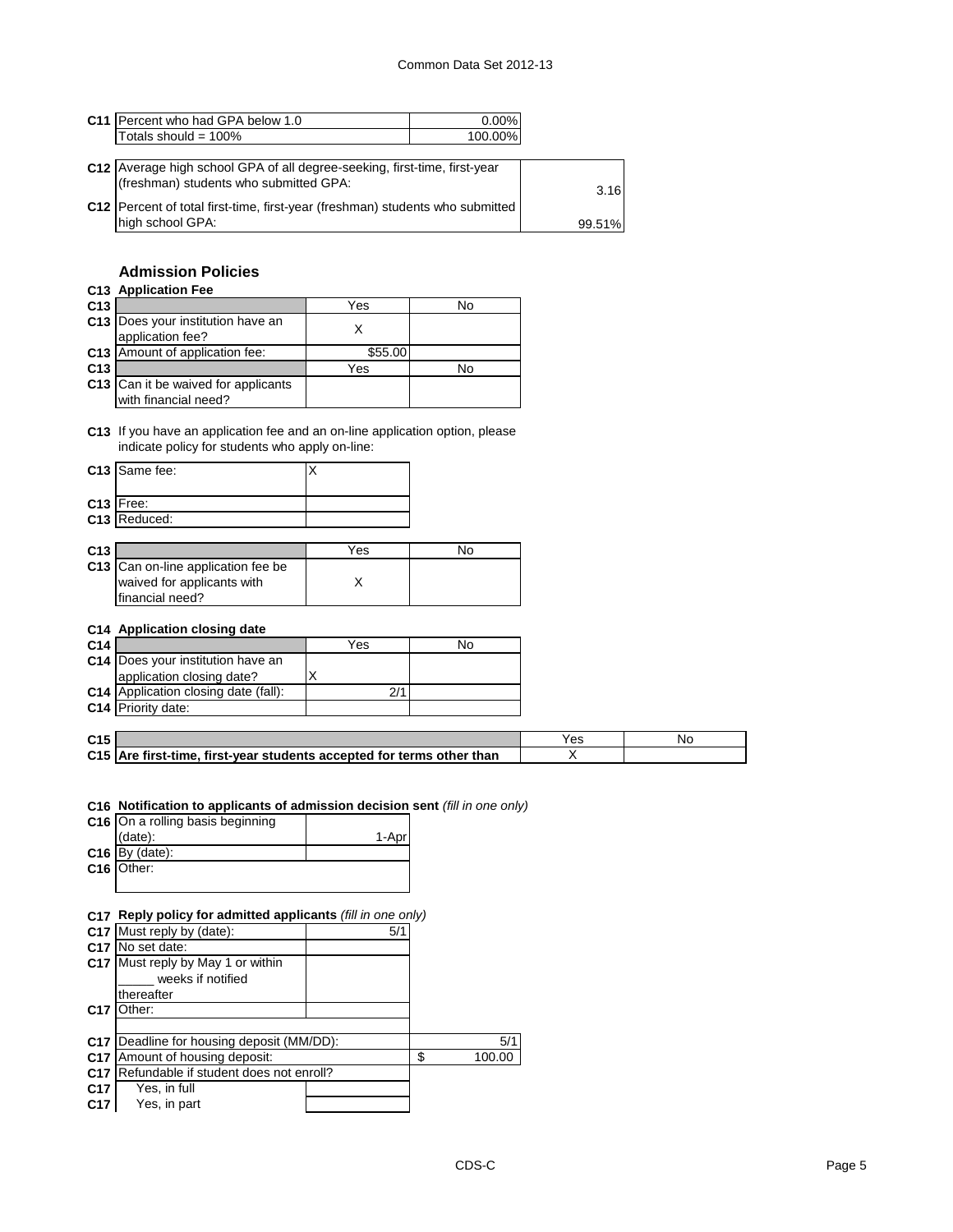| | | |
|---|---|---|
| C11 | Percent who had GPA below 1.0 | 0.00% |
| | Totals should = 100% | 100.00% |

| | | |
|---|---|---|
| C12 | Average high school GPA of all degree-seeking, first-time, first-year (freshman) students who submitted GPA: | 3.16 |
| C12 | Percent of total first-time, first-year (freshman) students who submitted high school GPA: | 99.51% |

## Admission Policies

**C13 Application Fee**

| | | Yes | No |
|---|---|---|---|
| C13 | Does your institution have an application fee? | X | |
| C13 | Amount of application fee: | $55.00 | |

| | | Yes | No |
|---|---|---|---|
| C13 | Can it be waived for applicants with financial need? | | |

**C13** If you have an application fee and an on-line application option, please indicate policy for students who apply on-line:

| | | |
|---|---|---|
| C13 | Same fee: | X |
| C13 | Free: | |
| C13 | Reduced: | |

| | | Yes | No |
|---|---|---|---|
| C13 | Can on-line application fee be waived for applicants with financial need? | X | |

**C14 Application closing date**

| | | Yes | No |
|---|---|---|---|
| C14 | Does your institution have an application closing date? | X | |
| C14 | Application closing date (fall): | 2/1 | |
| C14 | Priority date: | | |

| | | Yes | No |
|---|---|---|---|
| C15 | **Are first-time, first-year students accepted for terms other than** | X | |

**C16 Notification to applicants of admission decision sent** *(fill in one only)*

| | | |
|---|---|---|
| C16 | On a rolling basis beginning (date): | 1-Apr |
| C16 | By (date): | |
| C16 | Other: | |

**C17 Reply policy for admitted applicants** *(fill in one only)*

| | | |
|---|---|---|
| C17 | Must reply by (date): | 5/1 |
| C17 | No set date: | |
| C17 | Must reply by May 1 or within _____ weeks if notified thereafter | |
| C17 | Other: | |

| | | |
|---|---|---|
| C17 | Deadline for housing deposit (MM/DD): | 5/1 |
| C17 | Amount of housing deposit: | $ 100.00 |
| C17 | Refundable if student does not enroll? | |
| C17 | Yes, in full | |
| C17 | Yes, in part | |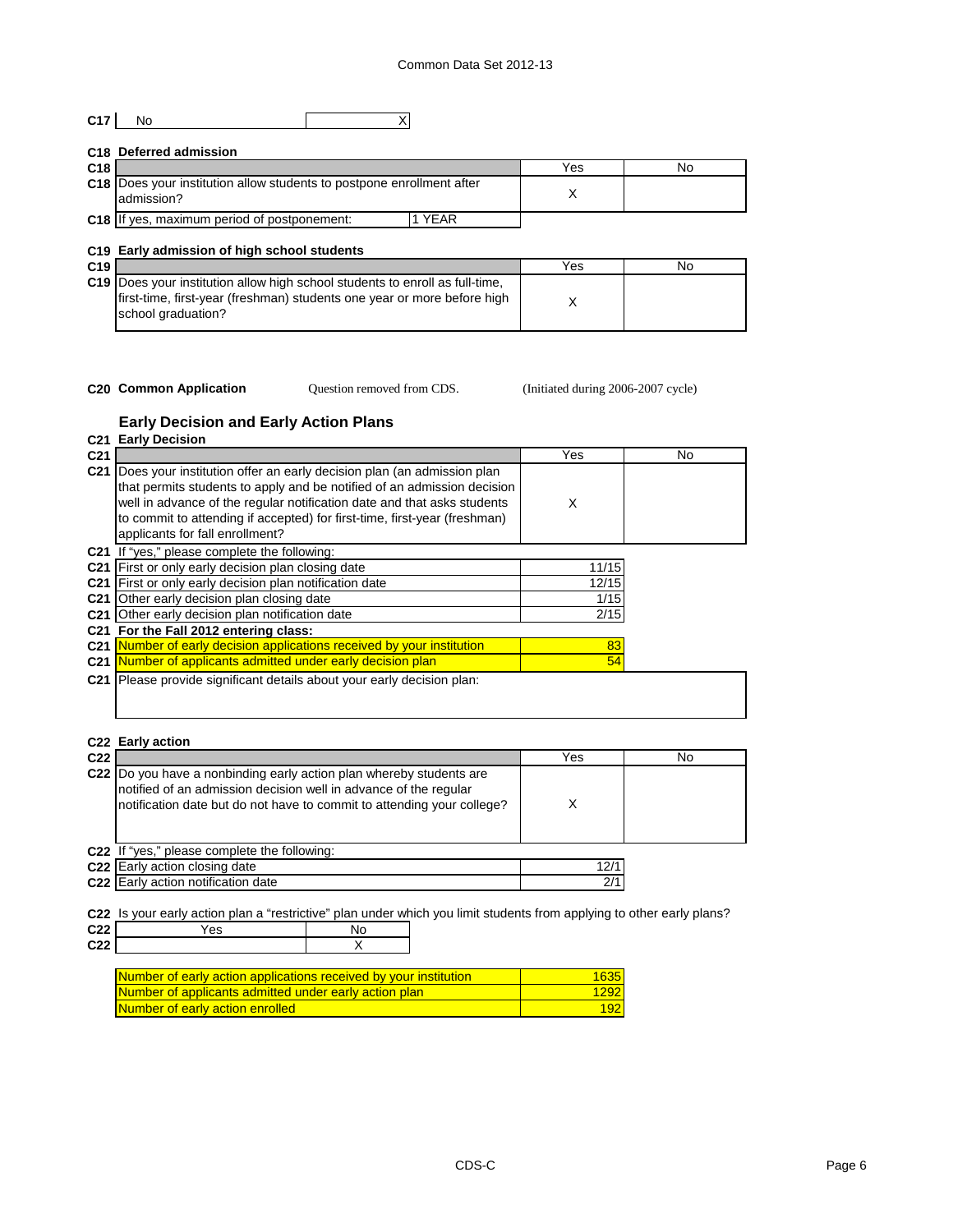| C17 | No | X |
|---|---|---|

## C18 Deferred admission

| C18 | | Yes | No |
|---|---|---|---|
| C18 | Does your institution allow students to postpone enrollment after admission? | X | |
| C18 | If yes, maximum period of postponement: 1 YEAR | | |

## C19 Early admission of high school students

| C19 | | Yes | No |
|---|---|---|---|
| C19 | Does your institution allow high school students to enroll as full-time, first-time, first-year (freshman) students one year or more before high school graduation? | X | |

**C20 Common Application** Question removed from CDS. (Initiated during 2006-2007 cycle)

## Early Decision and Early Action Plans

### C21 Early Decision

| C21 | | Yes | No |
|---|---|---|---|
| C21 | Does your institution offer an early decision plan (an admission plan that permits students to apply and be notified of an admission decision well in advance of the regular notification date and that asks students to commit to attending if accepted) for first-time, first-year (freshman) applicants for fall enrollment? | X | |

| C21 | If "yes," please complete the following: | |
|---|---|---|
| C21 | First or only early decision plan closing date | 11/15 |
| C21 | First or only early decision plan notification date | 12/15 |
| C21 | Other early decision plan closing date | 1/15 |
| C21 | Other early decision plan notification date | 2/15 |
| C21 | **For the Fall 2012 entering class:** | |
| C21 | Number of early decision applications received by your institution | 83 |
| C21 | Number of applicants admitted under early decision plan | 54 |

C21 Please provide significant details about your early decision plan:

### C22 Early action

| C22 | | Yes | No |
|---|---|---|---|
| C22 | Do you have a nonbinding early action plan whereby students are notified of an admission decision well in advance of the regular notification date but do not have to commit to attending your college? | X | |

| C22 | If "yes," please complete the following: | |
|---|---|---|
| C22 | Early action closing date | 12/1 |
| C22 | Early action notification date | 2/1 |

C22 Is your early action plan a "restrictive" plan under which you limit students from applying to other early plans?

| C22 | Yes | No |
|---|---|---|
| C22 | | X |

| | |
|---|---|
| Number of early action applications received by your institution | 1635 |
| Number of applicants admitted under early action plan | 1292 |
| Number of early action enrolled | 192 |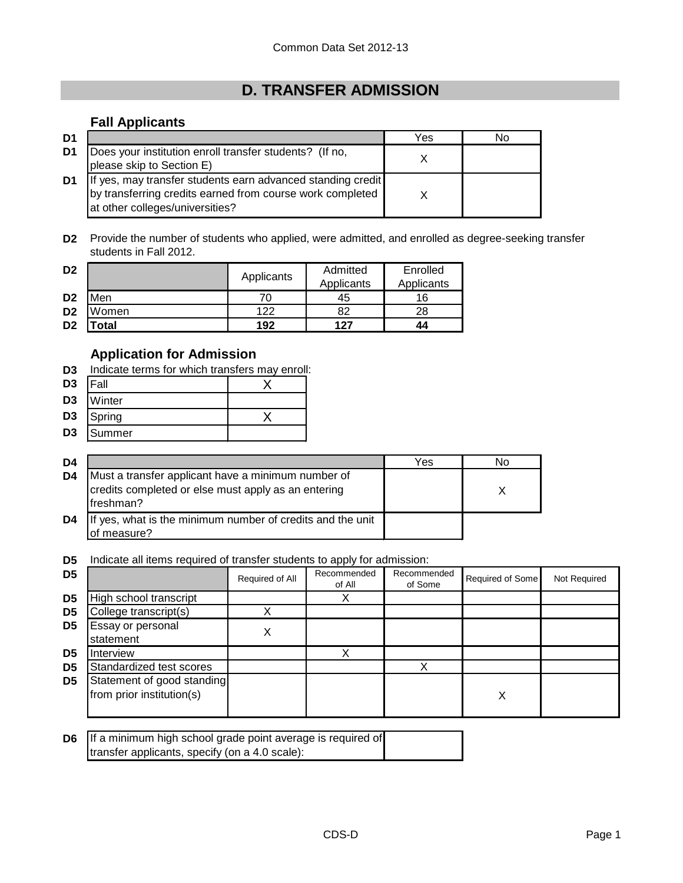## D. TRANSFER ADMISSION

### Fall Applicants

| D1 | | Yes | No |
|---|---|---|---|
| D1 | Does your institution enroll transfer students? (If no, please skip to Section E) | X | |
| D1 | If yes, may transfer students earn advanced standing credit by transferring credits earned from course work completed at other colleges/universities? | X | |

**D2** Provide the number of students who applied, were admitted, and enrolled as degree-seeking transfer students in Fall 2012.

| D2 | | Applicants | Admitted Applicants | Enrolled Applicants |
|---|---|---|---|---|
| D2 | Men | 70 | 45 | 16 |
| D2 | Women | 122 | 82 | 28 |
| D2 | **Total** | **192** | **127** | **44** |

### Application for Admission

**D3** Indicate terms for which transfers may enroll:

| D3 | Term | |
|---|---|---|
| D3 | Fall | X |
| D3 | Winter | |
| D3 | Spring | X |
| D3 | Summer | |

| D4 | | Yes | No |
|---|---|---|---|
| D4 | Must a transfer applicant have a minimum number of credits completed or else must apply as an entering freshman? | | X |
| D4 | If yes, what is the minimum number of credits and the unit of measure? | | |

**D5** Indicate all items required of transfer students to apply for admission:

| D5 | | Required of All | Recommended of All | Recommended of Some | Required of Some | Not Required |
|---|---|---|---|---|---|---|
| D5 | High school transcript | | X | | | |
| D5 | College transcript(s) | X | | | | |
| D5 | Essay or personal statement | X | | | | |
| D5 | Interview | | X | | | |
| D5 | Standardized test scores | | | X | | |
| D5 | Statement of good standing from prior institution(s) | | | | X | |

| D6 | If a minimum high school grade point average is required of transfer applicants, specify (on a 4.0 scale): | |
|---|---|---|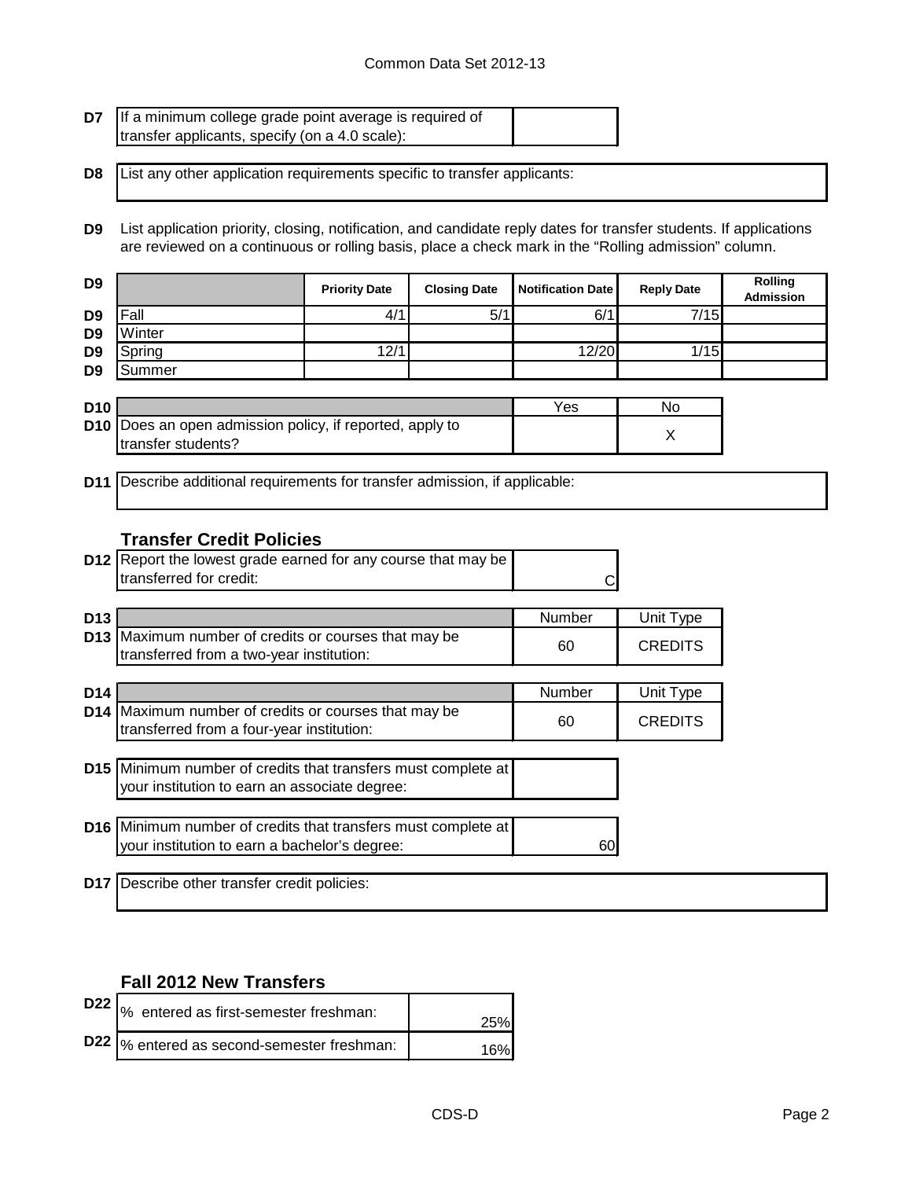| | | |
|---|---|---|
| D7 | If a minimum college grade point average is required of transfer applicants, specify (on a 4.0 scale): | |

| | |
|---|---|
| D8 | List any other application requirements specific to transfer applicants: |

**D9** List application priority, closing, notification, and candidate reply dates for transfer students. If applications are reviewed on a continuous or rolling basis, place a check mark in the "Rolling admission" column.

| D9 | | Priority Date | Closing Date | Notification Date | Reply Date | Rolling Admission |
|---|---|---|---|---|---|---|
| D9 | Fall | 4/1 | 5/1 | 6/1 | 7/15 | |
| D9 | Winter | | | | | |
| D9 | Spring | 12/1 | | 12/20 | 1/15 | |
| D9 | Summer | | | | | |

| D10 | | Yes | No |
|---|---|---|---|
| D10 | Does an open admission policy, if reported, apply to transfer students? | | X |

| | |
|---|---|
| D11 | Describe additional requirements for transfer admission, if applicable: |

### Transfer Credit Policies

| | | |
|---|---|---|
| D12 | Report the lowest grade earned for any course that may be transferred for credit: | C |

| D13 | | Number | Unit Type |
|---|---|---|---|
| D13 | Maximum number of credits or courses that may be transferred from a two-year institution: | 60 | CREDITS |

| D14 | | Number | Unit Type |
|---|---|---|---|
| D14 | Maximum number of credits or courses that may be transferred from a four-year institution: | 60 | CREDITS |

| | | |
|---|---|---|
| D15 | Minimum number of credits that transfers must complete at your institution to earn an associate degree: | |

| | | |
|---|---|---|
| D16 | Minimum number of credits that transfers must complete at your institution to earn a bachelor's degree: | 60 |

| | |
|---|---|
| D17 | Describe other transfer credit policies: |

### Fall 2012 New Transfers

| | | |
|---|---|---|
| D22 | % entered as first-semester freshman: | 25% |
| D22 | % entered as second-semester freshman: | 16% |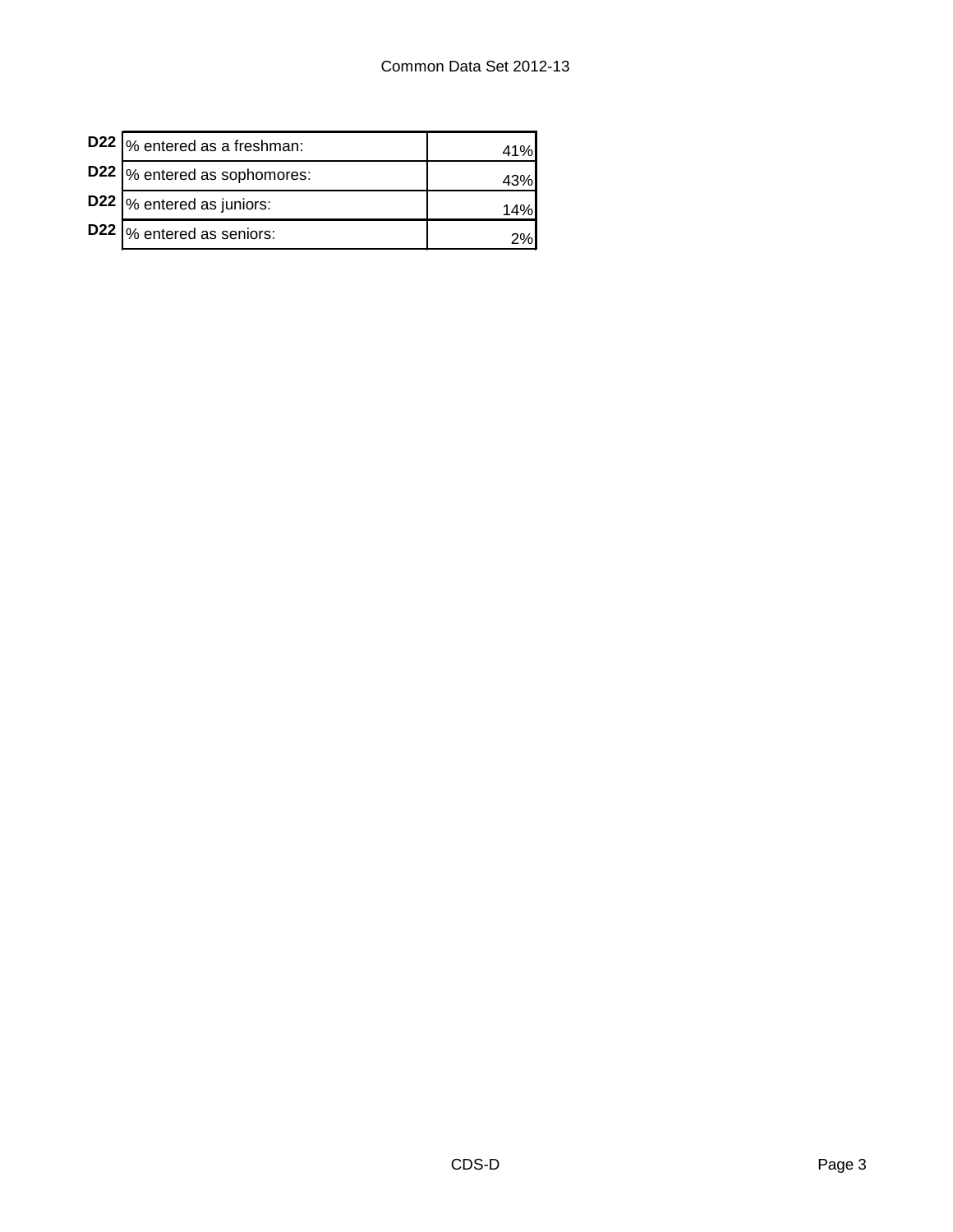| | | |
|---|---|---|
| **D22** | % entered as a freshman: | 41% |
| **D22** | % entered as sophomores: | 43% |
| **D22** | % entered as juniors: | 14% |
| **D22** | % entered as seniors: | 2% |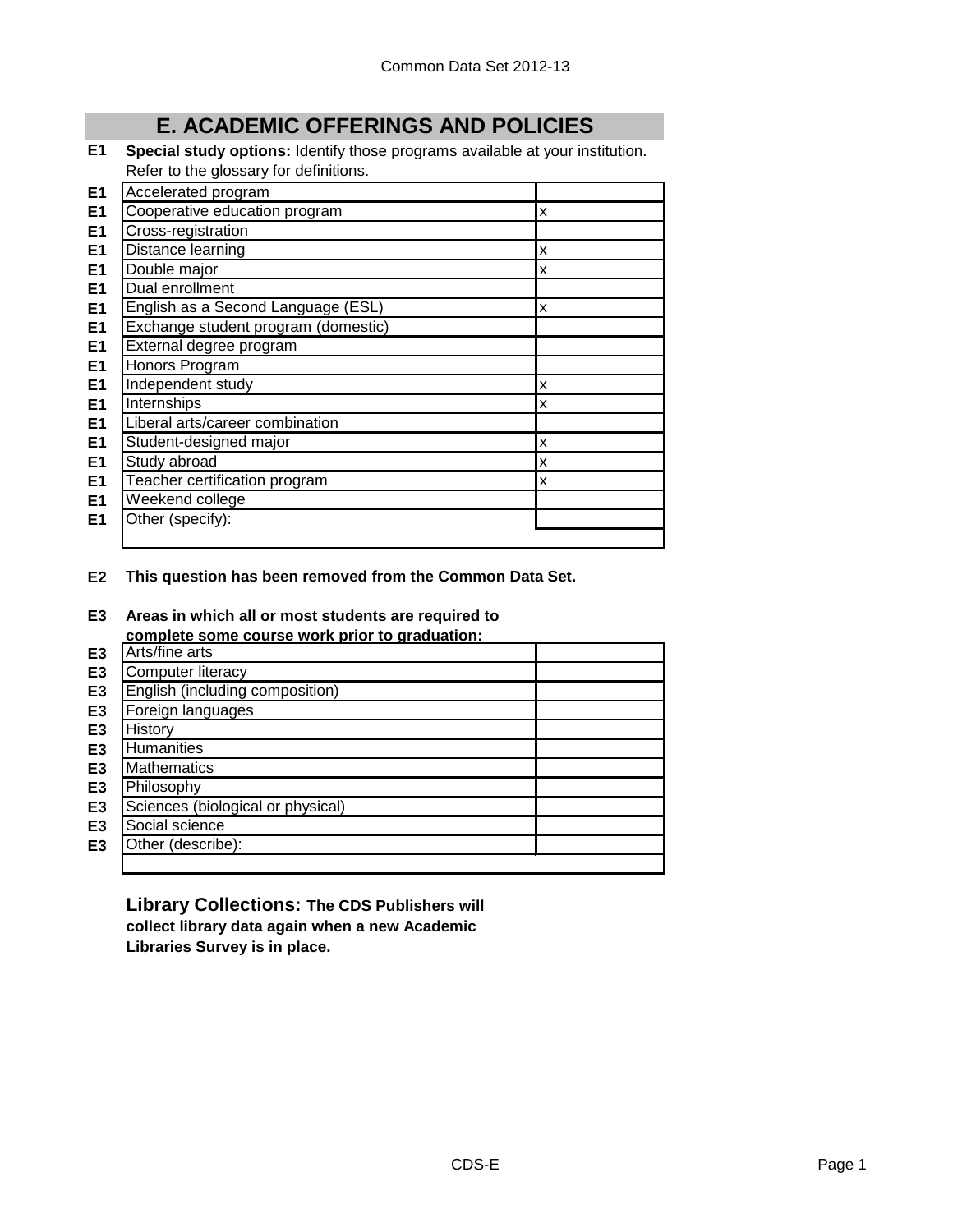# E. ACADEMIC OFFERINGS AND POLICIES

**E1** **Special study options:** Identify those programs available at your institution. Refer to the glossary for definitions.

| | | |
|---|---|---|
| E1 | Accelerated program | |
| E1 | Cooperative education program | x |
| E1 | Cross-registration | |
| E1 | Distance learning | x |
| E1 | Double major | x |
| E1 | Dual enrollment | |
| E1 | English as a Second Language (ESL) | x |
| E1 | Exchange student program (domestic) | |
| E1 | External degree program | |
| E1 | Honors Program | |
| E1 | Independent study | x |
| E1 | Internships | x |
| E1 | Liberal arts/career combination | |
| E1 | Student-designed major | x |
| E1 | Study abroad | x |
| E1 | Teacher certification program | x |
| E1 | Weekend college | |
| E1 | Other (specify): | |

**E2** **This question has been removed from the Common Data Set.**

**E3** **Areas in which all or most students are required to complete some course work prior to graduation:**

| | | |
|---|---|---|
| E3 | Arts/fine arts | |
| E3 | Computer literacy | |
| E3 | English (including composition) | |
| E3 | Foreign languages | |
| E3 | History | |
| E3 | Humanities | |
| E3 | Mathematics | |
| E3 | Philosophy | |
| E3 | Sciences (biological or physical) | |
| E3 | Social science | |
| E3 | Other (describe): | |

**Library Collections:** **The CDS Publishers will collect library data again when a new Academic Libraries Survey is in place.**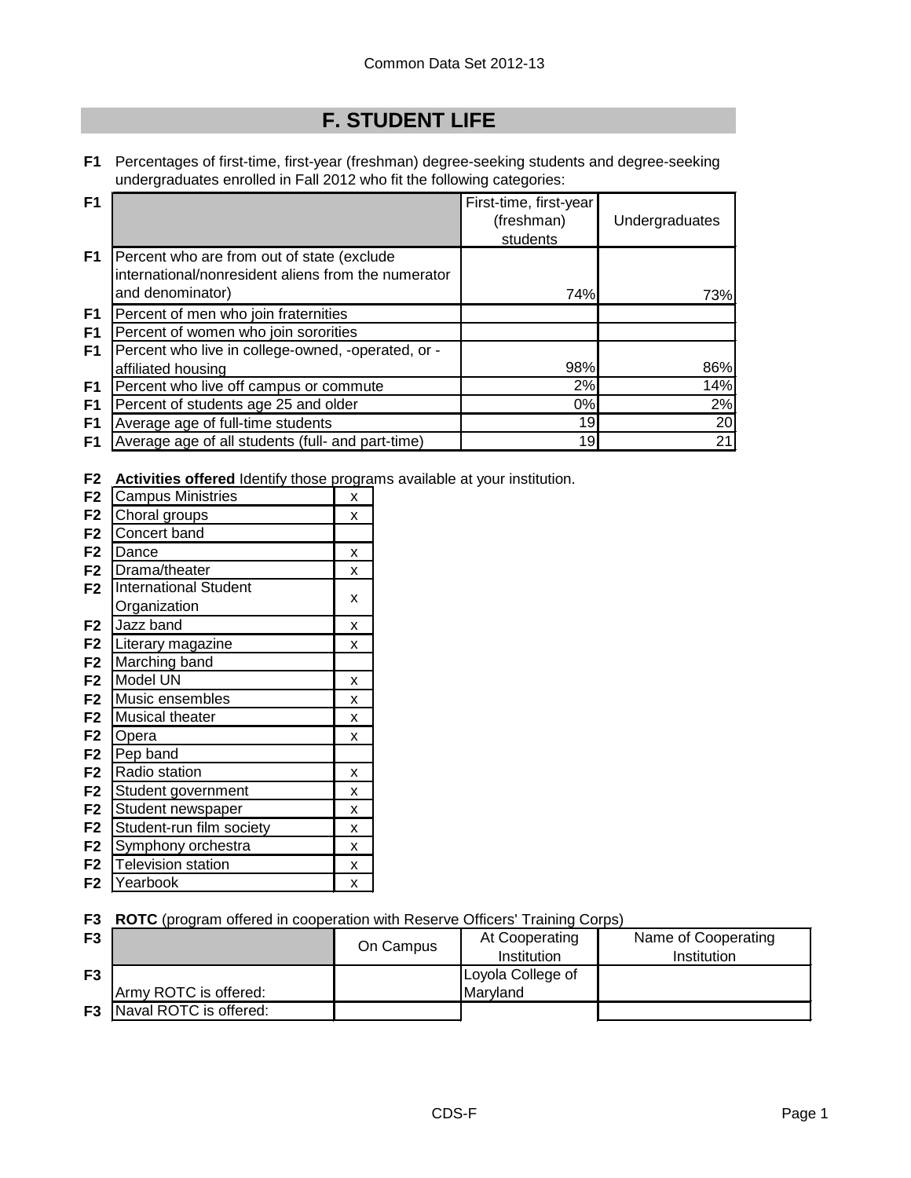# F. STUDENT LIFE

**F1** Percentages of first-time, first-year (freshman) degree-seeking students and degree-seeking undergraduates enrolled in Fall 2012 who fit the following categories:

| F1 | | First-time, first-year (freshman) students | Undergraduates |
|---|---|---|---|
| F1 | Percent who are from out of state (exclude international/nonresident aliens from the numerator and denominator) | 74% | 73% |
| F1 | Percent of men who join fraternities | | |
| F1 | Percent of women who join sororities | | |
| F1 | Percent who live in college-owned, -operated, or -affiliated housing | 98% | 86% |
| F1 | Percent who live off campus or commute | 2% | 14% |
| F1 | Percent of students age 25 and older | 0% | 2% |
| F1 | Average age of full-time students | 19 | 20 |
| F1 | Average age of all students (full- and part-time) | 19 | 21 |

**F2** **Activities offered** Identify those programs available at your institution.

| F2 | Activity | |
|---|---|---|
| F2 | Campus Ministries | x |
| F2 | Choral groups | x |
| F2 | Concert band | |
| F2 | Dance | x |
| F2 | Drama/theater | x |
| F2 | International Student Organization | x |
| F2 | Jazz band | x |
| F2 | Literary magazine | x |
| F2 | Marching band | |
| F2 | Model UN | x |
| F2 | Music ensembles | x |
| F2 | Musical theater | x |
| F2 | Opera | x |
| F2 | Pep band | |
| F2 | Radio station | x |
| F2 | Student government | x |
| F2 | Student newspaper | x |
| F2 | Student-run film society | x |
| F2 | Symphony orchestra | x |
| F2 | Television station | x |
| F2 | Yearbook | x |

**F3** **ROTC** (program offered in cooperation with Reserve Officers' Training Corps)

| F3 | | On Campus | At Cooperating Institution | Name of Cooperating Institution |
|---|---|---|---|---|
| F3 | Army ROTC is offered: | | Loyola College of Maryland | |
| F3 | Naval ROTC is offered: | | | |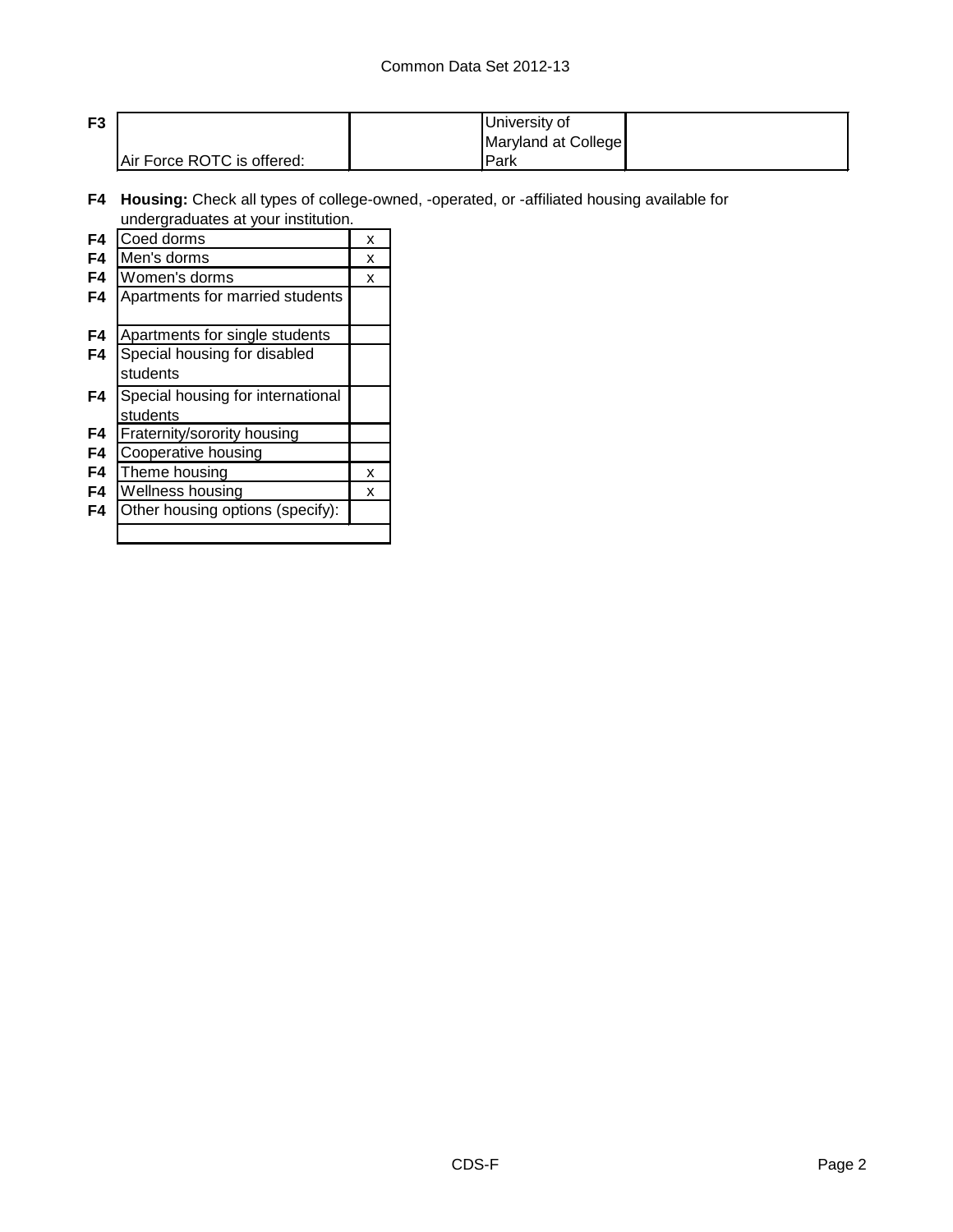| | | | | |
|---|---|---|---|---|
| F3 | Air Force ROTC is offered: | | University of Maryland at College Park | |

**F4** **Housing:** Check all types of college-owned, -operated, or -affiliated housing available for undergraduates at your institution.

| | | |
|---|---|---|
| F4 | Coed dorms | x |
| F4 | Men's dorms | x |
| F4 | Women's dorms | x |
| F4 | Apartments for married students | |
| F4 | Apartments for single students | |
| F4 | Special housing for disabled students | |
| F4 | Special housing for international students | |
| F4 | Fraternity/sorority housing | |
| F4 | Cooperative housing | |
| F4 | Theme housing | x |
| F4 | Wellness housing | x |
| F4 | Other housing options (specify): | |
| | | |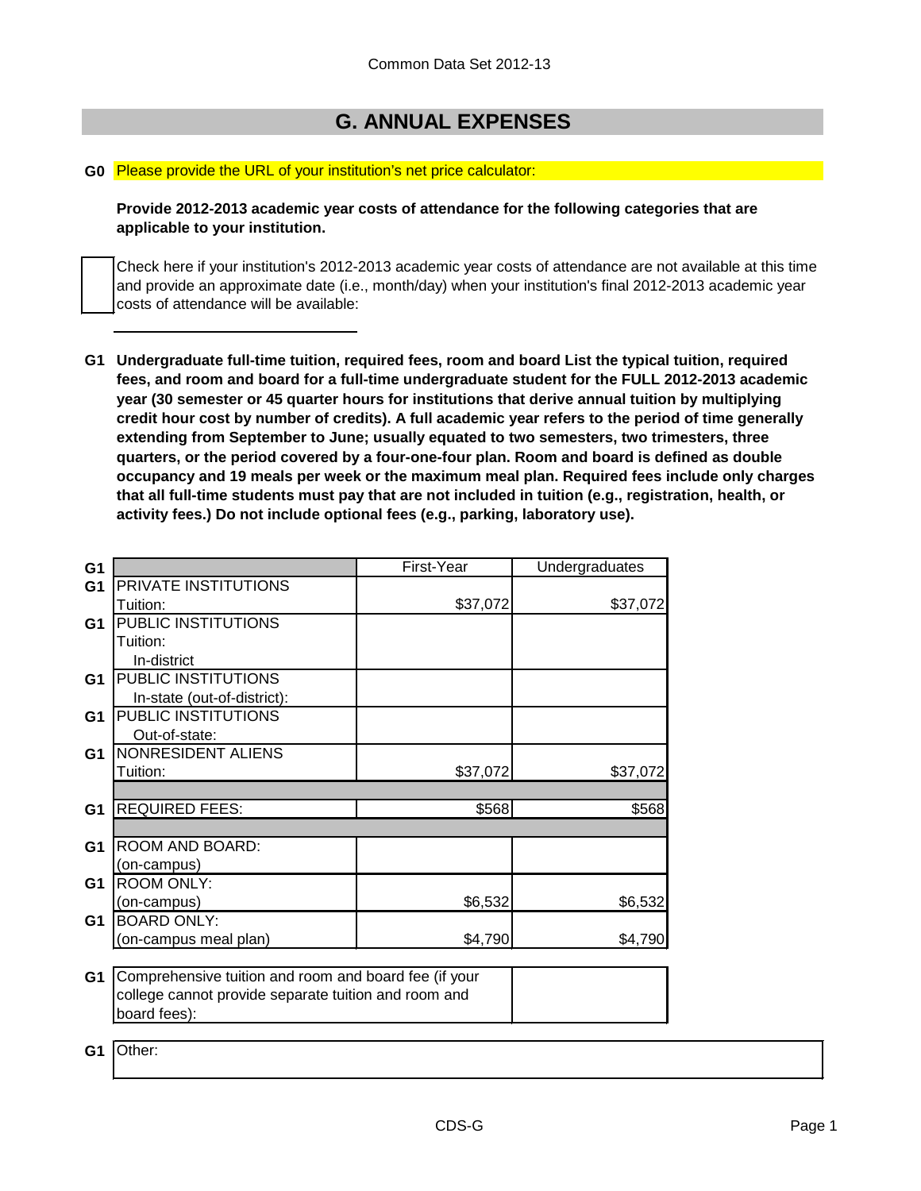Common Data Set 2012-13

## G. ANNUAL EXPENSES

**G0** Please provide the URL of your institution's net price calculator:

**Provide 2012-2013 academic year costs of attendance for the following categories that are applicable to your institution.**

☐ Check here if your institution's 2012-2013 academic year costs of attendance are not available at this time and provide an approximate date (i.e., month/day) when your institution's final 2012-2013 academic year costs of attendance will be available:

\_\_\_\_\_\_\_\_\_\_\_\_\_\_\_\_\_\_\_\_\_\_\_\_

**G1 Undergraduate full-time tuition, required fees, room and board List the typical tuition, required fees, and room and board for a full-time undergraduate student for the FULL 2012-2013 academic year (30 semester or 45 quarter hours for institutions that derive annual tuition by multiplying credit hour cost by number of credits). A full academic year refers to the period of time generally extending from September to June; usually equated to two semesters, two trimesters, three quarters, or the period covered by a four-one-four plan. Room and board is defined as double occupancy and 19 meals per week or the maximum meal plan. Required fees include only charges that all full-time students must pay that are not included in tuition (e.g., registration, health, or activity fees.) Do not include optional fees (e.g., parking, laboratory use).**

| | | First-Year | Undergraduates |
|---|---|---|---|
| G1 | PRIVATE INSTITUTIONS Tuition: | $37,072 | $37,072 |
| G1 | PUBLIC INSTITUTIONS Tuition: In-district | | |
| G1 | PUBLIC INSTITUTIONS In-state (out-of-district): | | |
| G1 | PUBLIC INSTITUTIONS Out-of-state: | | |
| G1 | NONRESIDENT ALIENS Tuition: | $37,072 | $37,072 |
| G1 | REQUIRED FEES: | $568 | $568 |
| G1 | ROOM AND BOARD: (on-campus) | | |
| G1 | ROOM ONLY: (on-campus) | $6,532 | $6,532 |
| G1 | BOARD ONLY: (on-campus meal plan) | $4,790 | $4,790 |

| | | |
|---|---|---|
| G1 | Comprehensive tuition and room and board fee (if your college cannot provide separate tuition and room and board fees): | |

| | |
|---|---|
| G1 | Other: |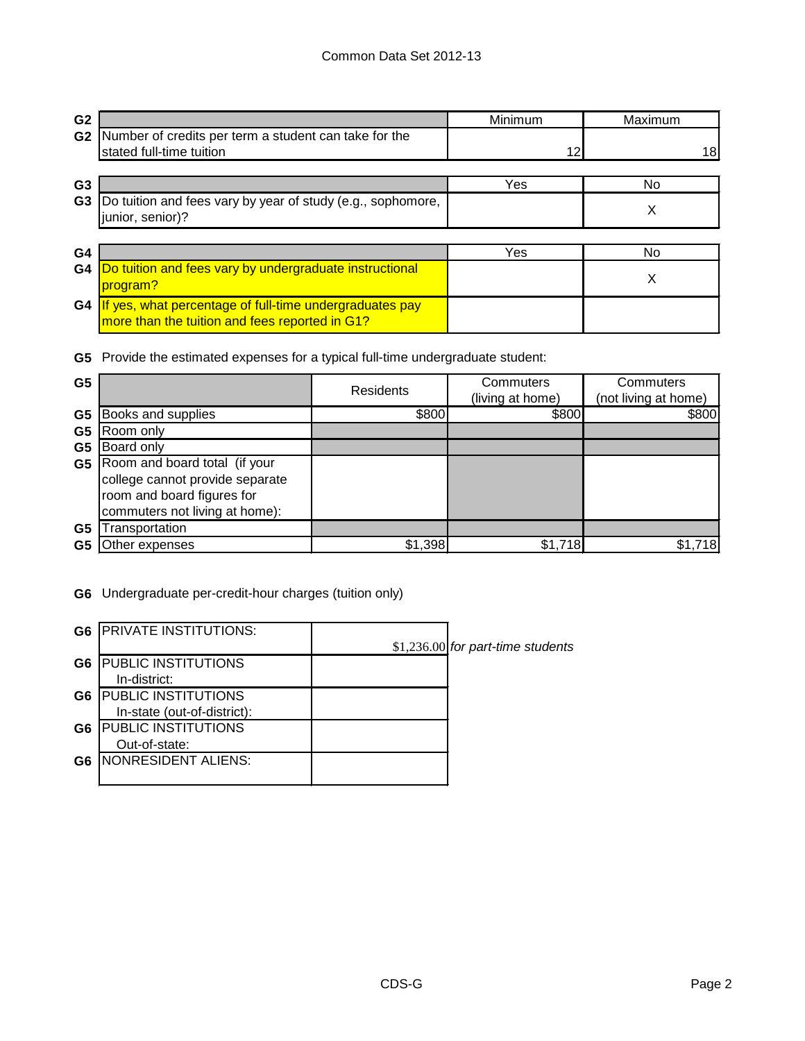| G2 | | Minimum | Maximum |
|---|---|---|---|
| G2 | Number of credits per term a student can take for the stated full-time tuition | 12 | 18 |

| G3 | | Yes | No |
|---|---|---|---|
| G3 | Do tuition and fees vary by year of study (e.g., sophomore, junior, senior)? | | X |

| G4 | | Yes | No |
|---|---|---|---|
| G4 | Do tuition and fees vary by undergraduate instructional program? | | X |
| G4 | If yes, what percentage of full-time undergraduates pay more than the tuition and fees reported in G1? | | |

**G5** Provide the estimated expenses for a typical full-time undergraduate student:

| G5 | | Residents | Commuters (living at home) | Commuters (not living at home) |
|---|---|---|---|---|
| G5 | Books and supplies | $800 | $800 | $800 |
| G5 | Room only | | | |
| G5 | Board only | | | |
| G5 | Room and board total (if your college cannot provide separate room and board figures for commuters not living at home): | | | |
| G5 | Transportation | | | |
| G5 | Other expenses | $1,398 | $1,718 | $1,718 |

**G6** Undergraduate per-credit-hour charges (tuition only)

| G6 | | | |
|---|---|---|---|
| G6 | PRIVATE INSTITUTIONS: | $1,236.00 | *for part-time students* |
| G6 | PUBLIC INSTITUTIONS In-district: | | |
| G6 | PUBLIC INSTITUTIONS In-state (out-of-district): | | |
| G6 | PUBLIC INSTITUTIONS Out-of-state: | | |
| G6 | NONRESIDENT ALIENS: | | |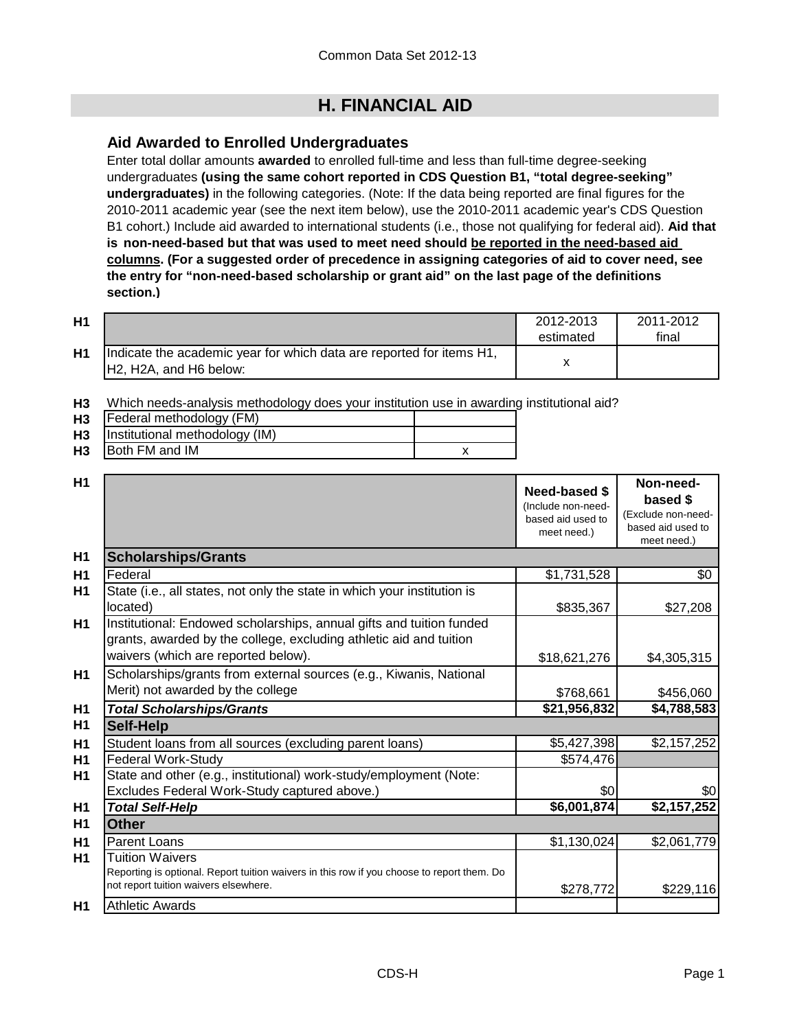# H. FINANCIAL AID

## Aid Awarded to Enrolled Undergraduates

Enter total dollar amounts **awarded** to enrolled full-time and less than full-time degree-seeking undergraduates **(using the same cohort reported in CDS Question B1, "total degree-seeking" undergraduates)** in the following categories. (Note: If the data being reported are final figures for the 2010-2011 academic year (see the next item below), use the 2010-2011 academic year's CDS Question B1 cohort.) Include aid awarded to international students (i.e., those not qualifying for federal aid). **Aid that is non-need-based but that was used to meet need should be reported in the need-based aid columns. (For a suggested order of precedence in assigning categories of aid to cover need, see the entry for "non-need-based scholarship or grant aid" on the last page of the definitions section.)**

| | | 2012-2013 estimated | 2011-2012 final |
|---|---|---|---|
| H1 | Indicate the academic year for which data are reported for items H1, H2, H2A, and H6 below: | x | |

H3 Which needs-analysis methodology does your institution use in awarding institutional aid?

| | | |
|---|---|---|
| H3 | Federal methodology (FM) | |
| H3 | Institutional methodology (IM) | |
| H3 | Both FM and IM | x |

| | | Need-based $ (Include non-need-based aid used to meet need.) | Non-need-based $ (Exclude non-need-based aid used to meet need.) |
|---|---|---|---|
| H1 | **Scholarships/Grants** | | |
| H1 | Federal | $1,731,528 | $0 |
| H1 | State (i.e., all states, not only the state in which your institution is located) | $835,367 | $27,208 |
| H1 | Institutional: Endowed scholarships, annual gifts and tuition funded grants, awarded by the college, excluding athletic aid and tuition waivers (which are reported below). | $18,621,276 | $4,305,315 |
| H1 | Scholarships/grants from external sources (e.g., Kiwanis, National Merit) not awarded by the college | $768,661 | $456,060 |
| H1 | ***Total Scholarships/Grants*** | **$21,956,832** | **$4,788,583** |
| H1 | **Self-Help** | | |
| H1 | Student loans from all sources (excluding parent loans) | $5,427,398 | $2,157,252 |
| H1 | Federal Work-Study | $574,476 | |
| H1 | State and other (e.g., institutional) work-study/employment (Note: Excludes Federal Work-Study captured above.) | $0 | $0 |
| H1 | ***Total Self-Help*** | **$6,001,874** | **$2,157,252** |
| H1 | **Other** | | |
| H1 | Parent Loans | $1,130,024 | $2,061,779 |
| H1 | Tuition Waivers<br>Reporting is optional. Report tuition waivers in this row if you choose to report them. Do not report tuition waivers elsewhere. | $278,772 | $229,116 |
| H1 | Athletic Awards | | |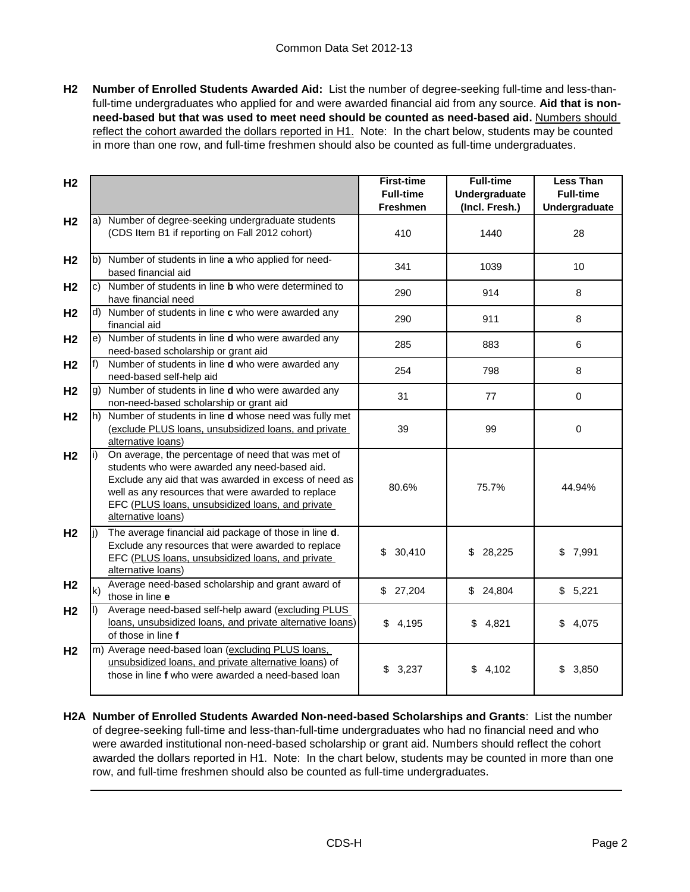**H2 Number of Enrolled Students Awarded Aid:** List the number of degree-seeking full-time and less-than-full-time undergraduates who applied for and were awarded financial aid from any source. **Aid that is non-need-based but that was used to meet need should be counted as need-based aid.** Numbers should reflect the cohort awarded the dollars reported in H1. Note: In the chart below, students may be counted in more than one row, and full-time freshmen should also be counted as full-time undergraduates.

| | | First-time Full-time Freshmen | Full-time Undergraduate (Incl. Fresh.) | Less Than Full-time Undergraduate |
|---|---|---|---|---|
| H2 | a) Number of degree-seeking undergraduate students (CDS Item B1 if reporting on Fall 2012 cohort) | 410 | 1440 | 28 |
| H2 | b) Number of students in line **a** who applied for need-based financial aid | 341 | 1039 | 10 |
| H2 | c) Number of students in line **b** who were determined to have financial need | 290 | 914 | 8 |
| H2 | d) Number of students in line **c** who were awarded any financial aid | 290 | 911 | 8 |
| H2 | e) Number of students in line **d** who were awarded any need-based scholarship or grant aid | 285 | 883 | 6 |
| H2 | f) Number of students in line **d** who were awarded any need-based self-help aid | 254 | 798 | 8 |
| H2 | g) Number of students in line **d** who were awarded any non-need-based scholarship or grant aid | 31 | 77 | 0 |
| H2 | h) Number of students in line **d** whose need was fully met (exclude PLUS loans, unsubsidized loans, and private alternative loans) | 39 | 99 | 0 |
| H2 | i) On average, the percentage of need that was met of students who were awarded any need-based aid. Exclude any aid that was awarded in excess of need as well as any resources that were awarded to replace EFC (PLUS loans, unsubsidized loans, and private alternative loans) | 80.6% | 75.7% | 44.94% |
| H2 | j) The average financial aid package of those in line **d**. Exclude any resources that were awarded to replace EFC (PLUS loans, unsubsidized loans, and private alternative loans) | $ 30,410 | $ 28,225 | $ 7,991 |
| H2 | k) Average need-based scholarship and grant award of those in line **e** | $ 27,204 | $ 24,804 | $ 5,221 |
| H2 | l) Average need-based self-help award (excluding PLUS loans, unsubsidized loans, and private alternative loans) of those in line **f** | $ 4,195 | $ 4,821 | $ 4,075 |
| H2 | m) Average need-based loan (excluding PLUS loans, unsubsidized loans, and private alternative loans) of those in line **f** who were awarded a need-based loan | $ 3,237 | $ 4,102 | $ 3,850 |

**H2A Number of Enrolled Students Awarded Non-need-based Scholarships and Grants**: List the number of degree-seeking full-time and less-than-full-time undergraduates who had no financial need and who were awarded institutional non-need-based scholarship or grant aid. Numbers should reflect the cohort awarded the dollars reported in H1. Note: In the chart below, students may be counted in more than one row, and full-time freshmen should also be counted as full-time undergraduates.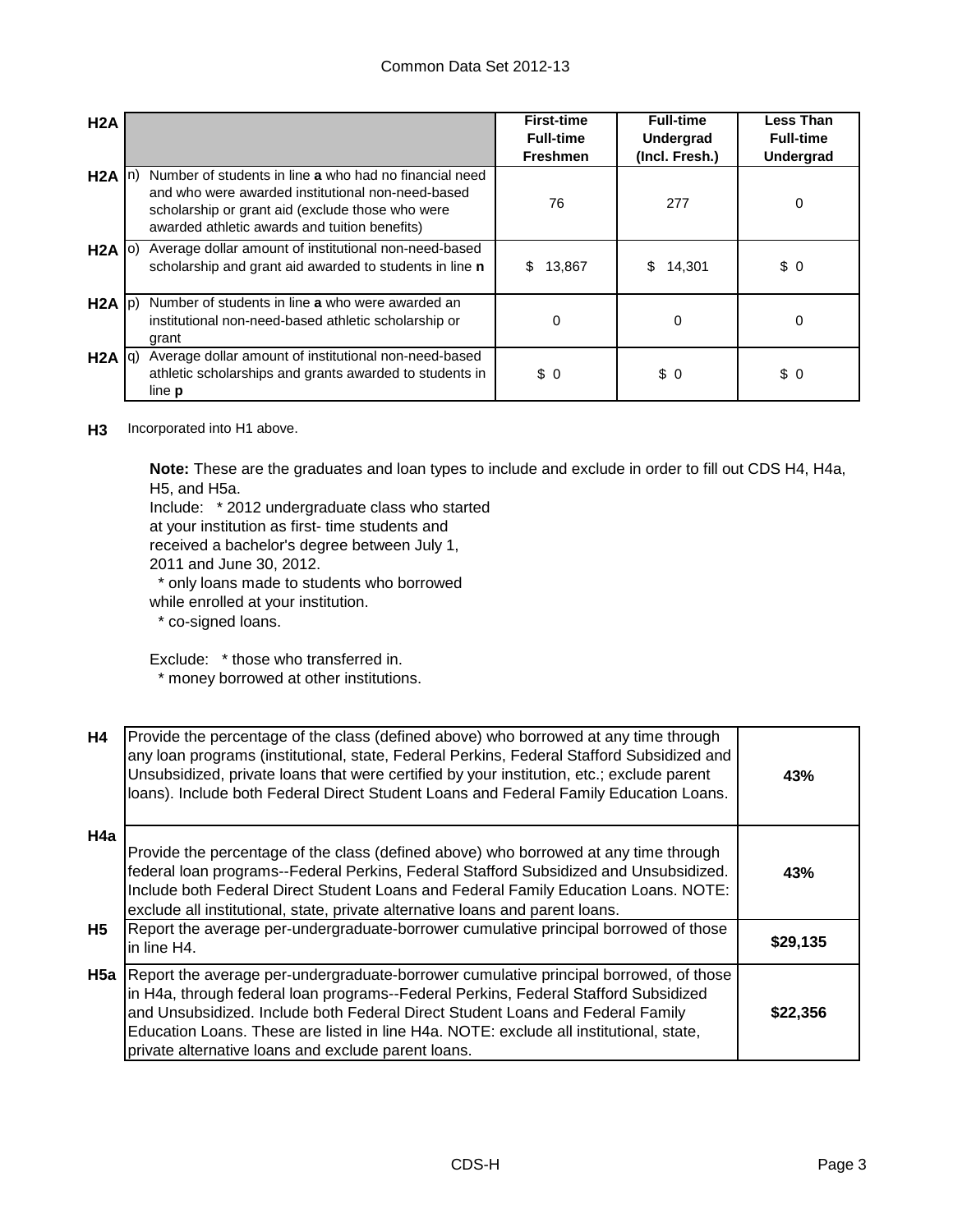| H2A | | First-time Full-time Freshmen | Full-time Undergrad (Incl. Fresh.) | Less Than Full-time Undergrad |
|---|---|---|---|---|
| H2A | n) Number of students in line **a** who had no financial need and who were awarded institutional non-need-based scholarship or grant aid (exclude those who were awarded athletic awards and tuition benefits) | 76 | 277 | 0 |
| H2A | o) Average dollar amount of institutional non-need-based scholarship and grant aid awarded to students in line **n** | $ 13,867 | $ 14,301 | $ 0 |
| H2A | p) Number of students in line **a** who were awarded an institutional non-need-based athletic scholarship or grant | 0 | 0 | 0 |
| H2A | q) Average dollar amount of institutional non-need-based athletic scholarships and grants awarded to students in line **p** | $ 0 | $ 0 | $ 0 |

**H3** Incorporated into H1 above.

**Note:** These are the graduates and loan types to include and exclude in order to fill out CDS H4, H4a, H5, and H5a.

Include: * 2012 undergraduate class who started at your institution as first- time students and received a bachelor's degree between July 1, 2011 and June 30, 2012.
* only loans made to students who borrowed while enrolled at your institution.
* co-signed loans.

Exclude: * those who transferred in.
* money borrowed at other institutions.

| | | |
|---|---|---|
| H4 | Provide the percentage of the class (defined above) who borrowed at any time through any loan programs (institutional, state, Federal Perkins, Federal Stafford Subsidized and Unsubsidized, private loans that were certified by your institution, etc.; exclude parent loans). Include both Federal Direct Student Loans and Federal Family Education Loans. | **43%** |
| H4a | Provide the percentage of the class (defined above) who borrowed at any time through federal loan programs--Federal Perkins, Federal Stafford Subsidized and Unsubsidized. Include both Federal Direct Student Loans and Federal Family Education Loans. NOTE: exclude all institutional, state, private alternative loans and parent loans. | **43%** |
| H5 | Report the average per-undergraduate-borrower cumulative principal borrowed of those in line H4. | **$29,135** |
| H5a | Report the average per-undergraduate-borrower cumulative principal borrowed, of those in H4a, through federal loan programs--Federal Perkins, Federal Stafford Subsidized and Unsubsidized. Include both Federal Direct Student Loans and Federal Family Education Loans. These are listed in line H4a. NOTE: exclude all institutional, state, private alternative loans and exclude parent loans. | **$22,356** |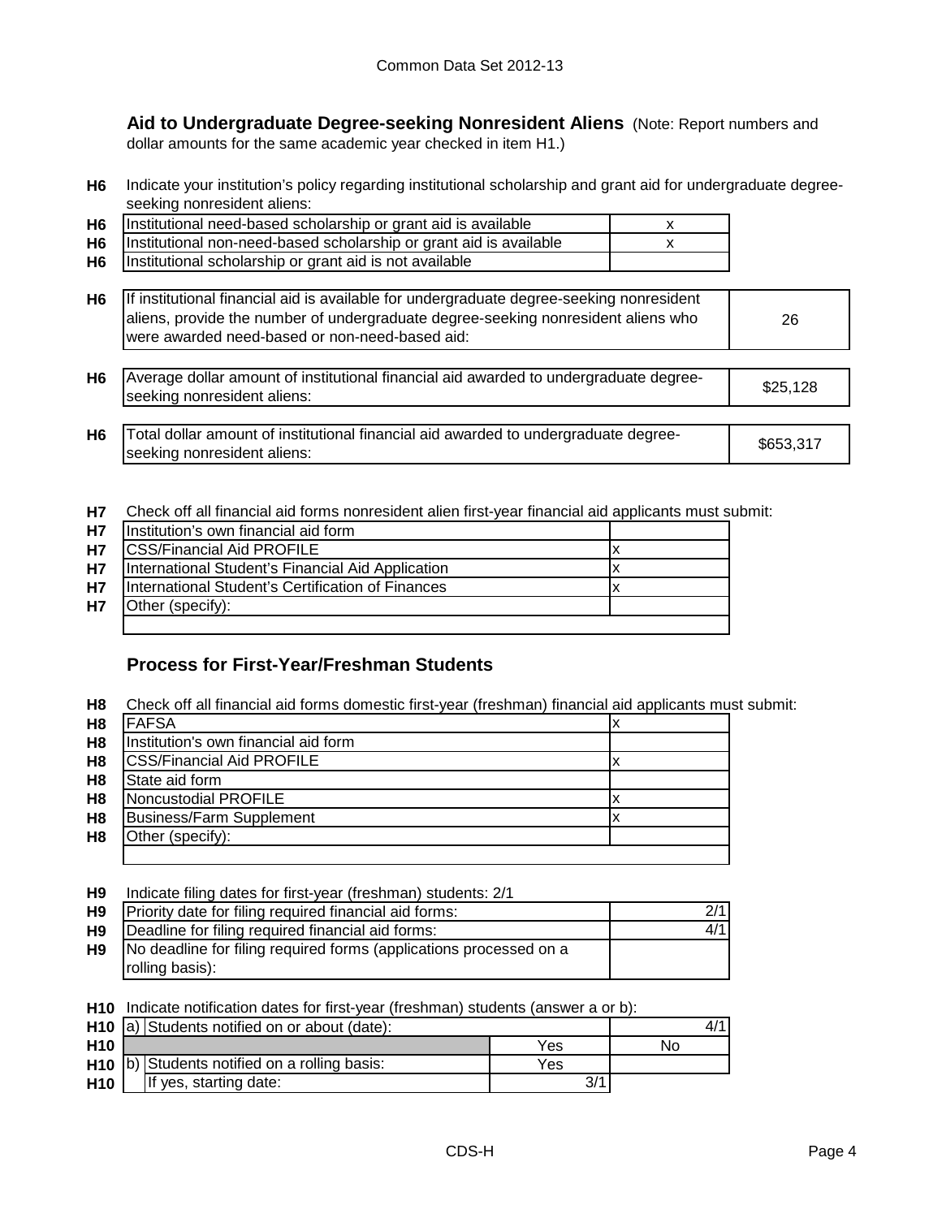## Aid to Undergraduate Degree-seeking Nonresident Aliens

(Note: Report numbers and dollar amounts for the same academic year checked in item H1.)

**H6** Indicate your institution's policy regarding institutional scholarship and grant aid for undergraduate degree-seeking nonresident aliens:

| | | |
|---|---|---|
| H6 | Institutional need-based scholarship or grant aid is available | x |
| H6 | Institutional non-need-based scholarship or grant aid is available | x |
| H6 | Institutional scholarship or grant aid is not available | |

| | | |
|---|---|---|
| H6 | If institutional financial aid is available for undergraduate degree-seeking nonresident aliens, provide the number of undergraduate degree-seeking nonresident aliens who were awarded need-based or non-need-based aid: | 26 |
| H6 | Average dollar amount of institutional financial aid awarded to undergraduate degree-seeking nonresident aliens: | $25,128 |
| H6 | Total dollar amount of institutional financial aid awarded to undergraduate degree-seeking nonresident aliens: | $653,317 |

**H7** Check off all financial aid forms nonresident alien first-year financial aid applicants must submit:

| | | |
|---|---|---|
| H7 | Institution's own financial aid form | |
| H7 | CSS/Financial Aid PROFILE | x |
| H7 | International Student's Financial Aid Application | x |
| H7 | International Student's Certification of Finances | x |
| H7 | Other (specify): | |

## Process for First-Year/Freshman Students

**H8** Check off all financial aid forms domestic first-year (freshman) financial aid applicants must submit:

| | | |
|---|---|---|
| H8 | FAFSA | x |
| H8 | Institution's own financial aid form | |
| H8 | CSS/Financial Aid PROFILE | x |
| H8 | State aid form | |
| H8 | Noncustodial PROFILE | x |
| H8 | Business/Farm Supplement | x |
| H8 | Other (specify): | |

**H9** Indicate filing dates for first-year (freshman) students: 2/1

| | | |
|---|---|---|
| H9 | Priority date for filing required financial aid forms: | 2/1 |
| H9 | Deadline for filing required financial aid forms: | 4/1 |
| H9 | No deadline for filing required forms (applications processed on a rolling basis): | |

**H10** Indicate notification dates for first-year (freshman) students (answer a or b):

| | | | |
|---|---|---|---|
| H10 | a) Students notified on or about (date): | | 4/1 |
| H10 | | Yes | No |
| H10 | b) Students notified on a rolling basis: | Yes | |
| H10 | If yes, starting date: | 3/1 | |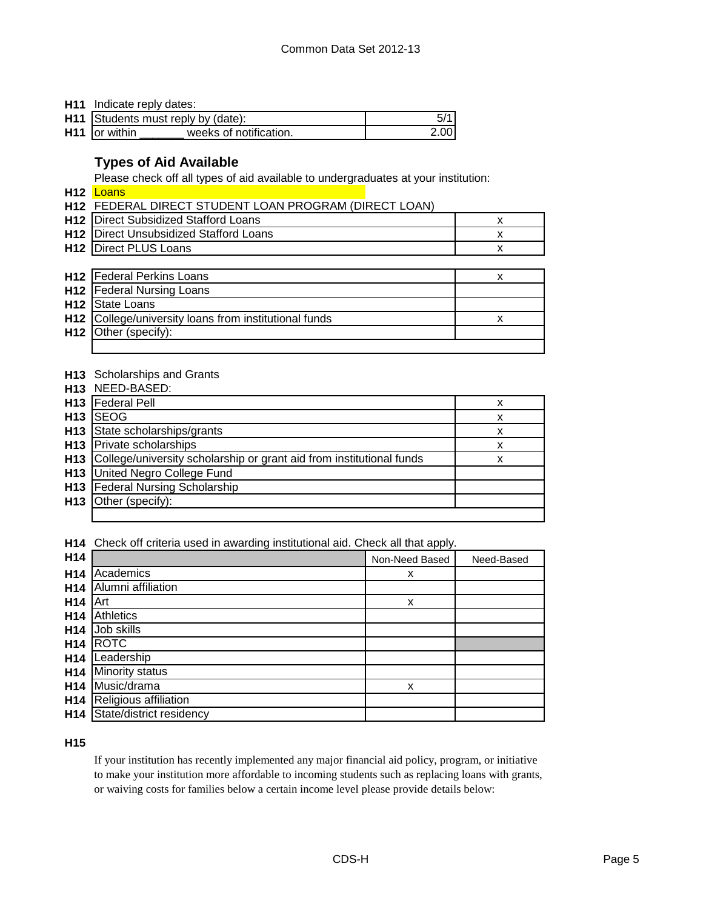**H11** Indicate reply dates:

| | | |
|---|---|---|
| **H11** | Students must reply by (date): | 5/1 |
| **H11** | or within _______ weeks of notification. | 2.00 |

## Types of Aid Available

Please check off all types of aid available to undergraduates at your institution:

**H12** Loans

**H12** FEDERAL DIRECT STUDENT LOAN PROGRAM (DIRECT LOAN)

| | | |
|---|---|---|
| **H12** | Direct Subsidized Stafford Loans | x |
| **H12** | Direct Unsubsidized Stafford Loans | x |
| **H12** | Direct PLUS Loans | x |

| | | |
|---|---|---|
| **H12** | Federal Perkins Loans | x |
| **H12** | Federal Nursing Loans | |
| **H12** | State Loans | |
| **H12** | College/university loans from institutional funds | x |
| **H12** | Other (specify): | |
| | | |

**H13** Scholarships and Grants

**H13** NEED-BASED:

| | | |
|---|---|---|
| **H13** | Federal Pell | x |
| **H13** | SEOG | x |
| **H13** | State scholarships/grants | x |
| **H13** | Private scholarships | x |
| **H13** | College/university scholarship or grant aid from institutional funds | x |
| **H13** | United Negro College Fund | |
| **H13** | Federal Nursing Scholarship | |
| **H13** | Other (specify): | |
| | | |

**H14** Check off criteria used in awarding institutional aid. Check all that apply.

| **H14** | | Non-Need Based | Need-Based |
|---|---|---|---|
| **H14** | Academics | x | |
| **H14** | Alumni affiliation | | |
| **H14** | Art | x | |
| **H14** | Athletics | | |
| **H14** | Job skills | | |
| **H14** | ROTC | | |
| **H14** | Leadership | | |
| **H14** | Minority status | | |
| **H14** | Music/drama | x | |
| **H14** | Religious affiliation | | |
| **H14** | State/district residency | | |

**H15**

If your institution has recently implemented any major financial aid policy, program, or initiative to make your institution more affordable to incoming students such as replacing loans with grants, or waiving costs for families below a certain income level please provide details below: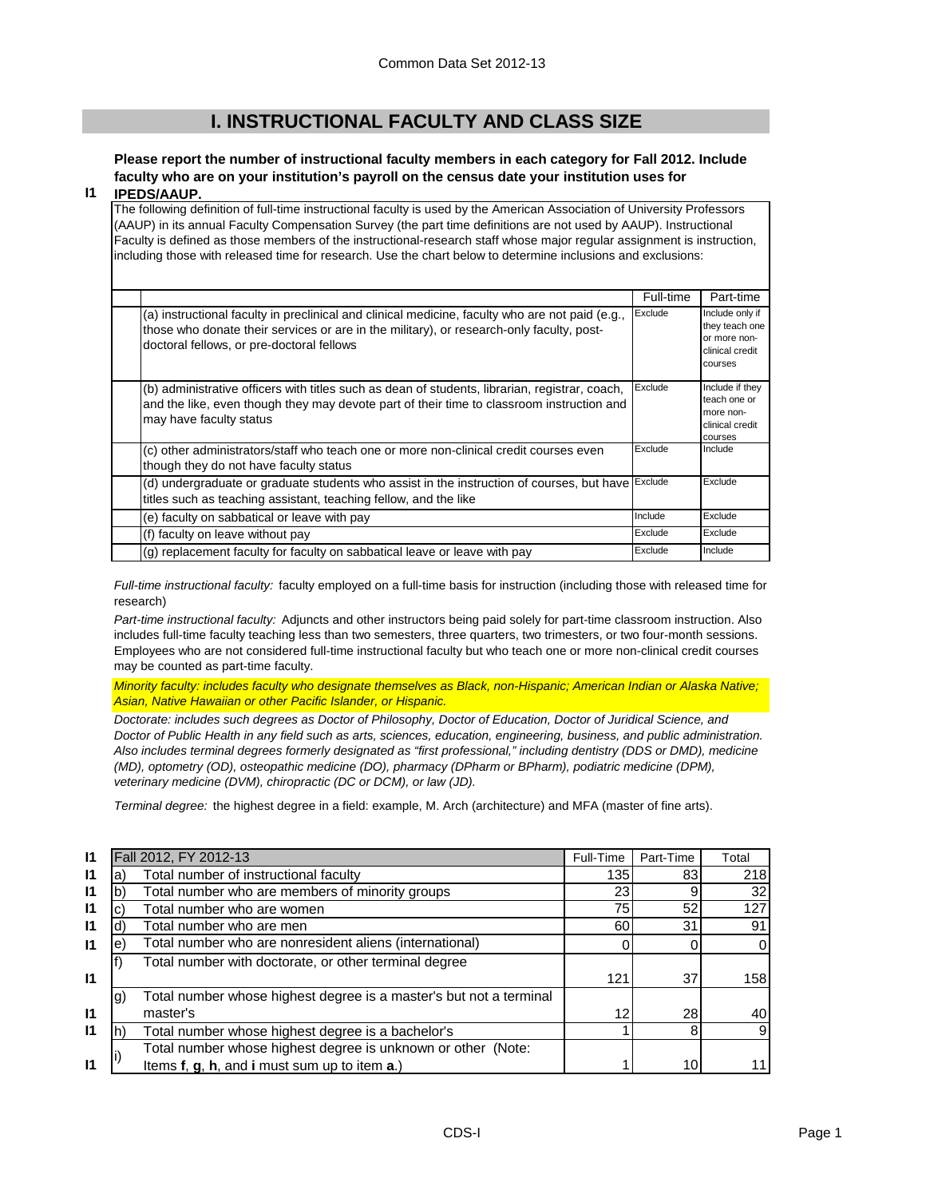Common Data Set 2012-13

# I. INSTRUCTIONAL FACULTY AND CLASS SIZE

**I1** **Please report the number of instructional faculty members in each category for Fall 2012. Include faculty who are on your institution's payroll on the census date your institution uses for IPEDS/AAUP.**

The following definition of full-time instructional faculty is used by the American Association of University Professors (AAUP) in its annual Faculty Compensation Survey (the part time definitions are not used by AAUP). Instructional Faculty is defined as those members of the instructional-research staff whose major regular assignment is instruction, including those with released time for research. Use the chart below to determine inclusions and exclusions:

| | Full-time | Part-time |
|---|---|---|
| (a) instructional faculty in preclinical and clinical medicine, faculty who are not paid (e.g., those who donate their services or are in the military), or research-only faculty, post-doctoral fellows, or pre-doctoral fellows | Exclude | Include only if they teach one or more non-clinical credit courses |
| (b) administrative officers with titles such as dean of students, librarian, registrar, coach, and the like, even though they may devote part of their time to classroom instruction and may have faculty status | Exclude | Include if they teach one or more non-clinical credit courses |
| (c) other administrators/staff who teach one or more non-clinical credit courses even though they do not have faculty status | Exclude | Include |
| (d) undergraduate or graduate students who assist in the instruction of courses, but have titles such as teaching assistant, teaching fellow, and the like | Exclude | Exclude |
| (e) faculty on sabbatical or leave with pay | Include | Exclude |
| (f) faculty on leave without pay | Exclude | Exclude |
| (g) replacement faculty for faculty on sabbatical leave or leave with pay | Exclude | Include |

*Full-time instructional faculty:* faculty employed on a full-time basis for instruction (including those with released time for research)

*Part-time instructional faculty:* Adjuncts and other instructors being paid solely for part-time classroom instruction. Also includes full-time faculty teaching less than two semesters, three quarters, two trimesters, or two four-month sessions. Employees who are not considered full-time instructional faculty but who teach one or more non-clinical credit courses may be counted as part-time faculty.

*Minority faculty: includes faculty who designate themselves as Black, non-Hispanic; American Indian or Alaska Native; Asian, Native Hawaiian or other Pacific Islander, or Hispanic.*

*Doctorate: includes such degrees as Doctor of Philosophy, Doctor of Education, Doctor of Juridical Science, and Doctor of Public Health in any field such as arts, sciences, education, engineering, business, and public administration. Also includes terminal degrees formerly designated as "first professional," including dentistry (DDS or DMD), medicine (MD), optometry (OD), osteopathic medicine (DO), pharmacy (DPharm or BPharm), podiatric medicine (DPM), veterinary medicine (DVM), chiropractic (DC or DCM), or law (JD).*

*Terminal degree:* the highest degree in a field: example, M. Arch (architecture) and MFA (master of fine arts).

| | | Fall 2012, FY 2012-13 | Full-Time | Part-Time | Total |
|---|---|---|---|---|---|
| I1 | a) | Total number of instructional faculty | 135 | 83 | 218 |
| I1 | b) | Total number who are members of minority groups | 23 | 9 | 32 |
| I1 | c) | Total number who are women | 75 | 52 | 127 |
| I1 | d) | Total number who are men | 60 | 31 | 91 |
| I1 | e) | Total number who are nonresident aliens (international) | 0 | 0 | 0 |
| I1 | f) | Total number with doctorate, or other terminal degree | 121 | 37 | 158 |
| I1 | g) | Total number whose highest degree is a master's but not a terminal master's | 12 | 28 | 40 |
| I1 | h) | Total number whose highest degree is a bachelor's | 1 | 8 | 9 |
| I1 | i) | Total number whose highest degree is unknown or other (Note: Items **f**, **g**, **h**, and **i** must sum up to item **a**.) | 1 | 10 | 11 |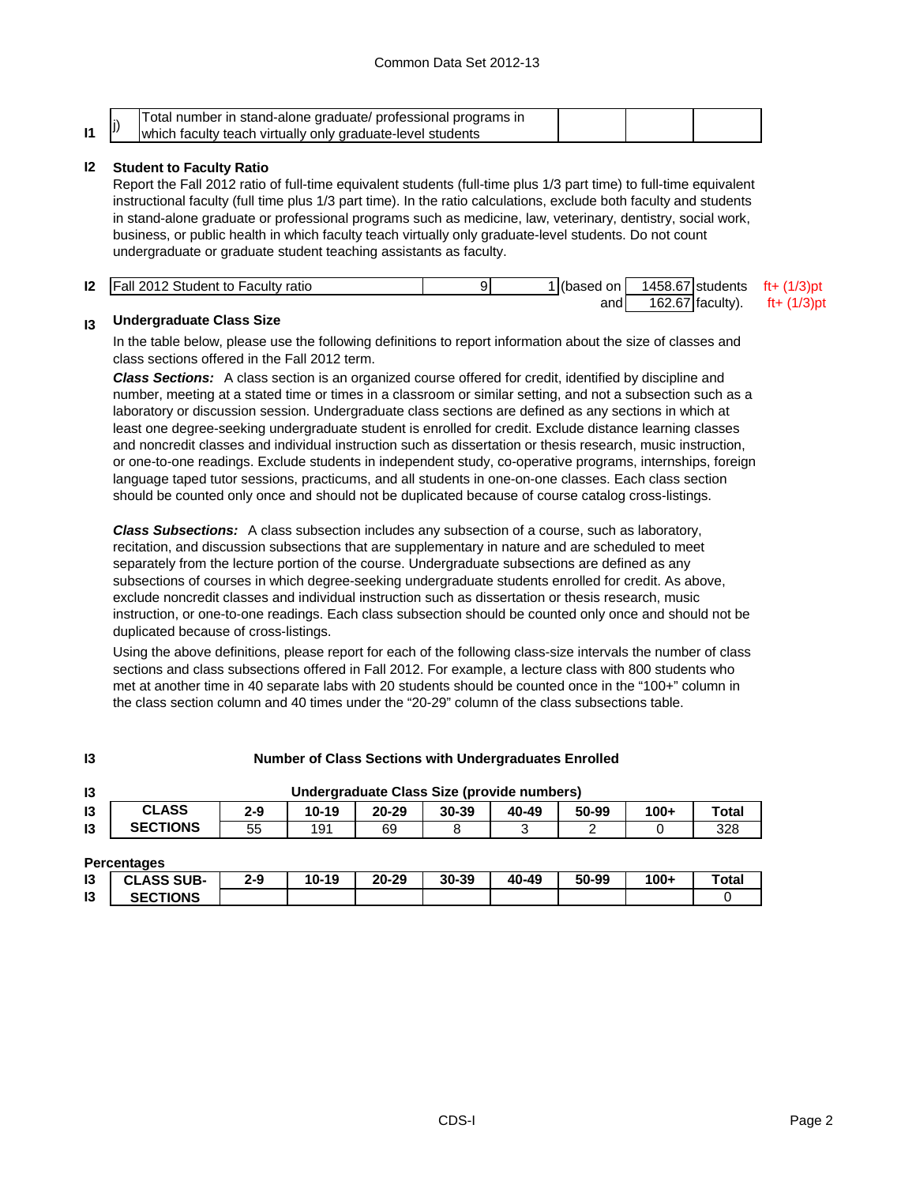| I1 | j) | Total number in stand-alone graduate/ professional programs in which faculty teach virtually only graduate-level students | | | |
|---|---|---|---|---|---|

## I2 Student to Faculty Ratio

Report the Fall 2012 ratio of full-time equivalent students (full-time plus 1/3 part time) to full-time equivalent instructional faculty (full time plus 1/3 part time). In the ratio calculations, exclude both faculty and students in stand-alone graduate or professional programs such as medicine, law, veterinary, dentistry, social work, business, or public health in which faculty teach virtually only graduate-level students. Do not count undergraduate or graduate student teaching assistants as faculty.

| I2 | Fall 2012 Student to Faculty ratio | 9 | 1 | (based on | 1458.67 | students | ft+ (1/3)pt |
|---|---|---|---|---|---|---|---|
| | | | | and | 162.67 | faculty). | ft+ (1/3)pt |

## I3 Undergraduate Class Size

In the table below, please use the following definitions to report information about the size of classes and class sections offered in the Fall 2012 term.

***Class Sections:*** A class section is an organized course offered for credit, identified by discipline and number, meeting at a stated time or times in a classroom or similar setting, and not a subsection such as a laboratory or discussion session. Undergraduate class sections are defined as any sections in which at least one degree-seeking undergraduate student is enrolled for credit. Exclude distance learning classes and noncredit classes and individual instruction such as dissertation or thesis research, music instruction, or one-to-one readings. Exclude students in independent study, co-operative programs, internships, foreign language taped tutor sessions, practicums, and all students in one-on-one classes. Each class section should be counted only once and should not be duplicated because of course catalog cross-listings.

***Class Subsections:*** A class subsection includes any subsection of a course, such as laboratory, recitation, and discussion subsections that are supplementary in nature and are scheduled to meet separately from the lecture portion of the course. Undergraduate subsections are defined as any subsections of courses in which degree-seeking undergraduate students enrolled for credit. As above, exclude noncredit classes and individual instruction such as dissertation or thesis research, music instruction, or one-to-one readings. Each class subsection should be counted only once and should not be duplicated because of cross-listings.

Using the above definitions, please report for each of the following class-size intervals the number of class sections and class subsections offered in Fall 2012. For example, a lecture class with 800 students who met at another time in 40 separate labs with 20 students should be counted once in the "100+" column in the class section column and 40 times under the "20-29" column of the class subsections table.

**I3 Number of Class Sections with Undergraduates Enrolled**

**I3 Undergraduate Class Size (provide numbers)**

| | | 2-9 | 10-19 | 20-29 | 30-39 | 40-49 | 50-99 | 100+ | Total |
|---|---|---|---|---|---|---|---|---|---|
| I3 | CLASS SECTIONS | 55 | 191 | 69 | 8 | 3 | 2 | 0 | 328 |

**Percentages**

| | | 2-9 | 10-19 | 20-29 | 30-39 | 40-49 | 50-99 | 100+ | Total |
|---|---|---|---|---|---|---|---|---|---|
| I3 | CLASS SUB-SECTIONS | | | | | | | | 0 |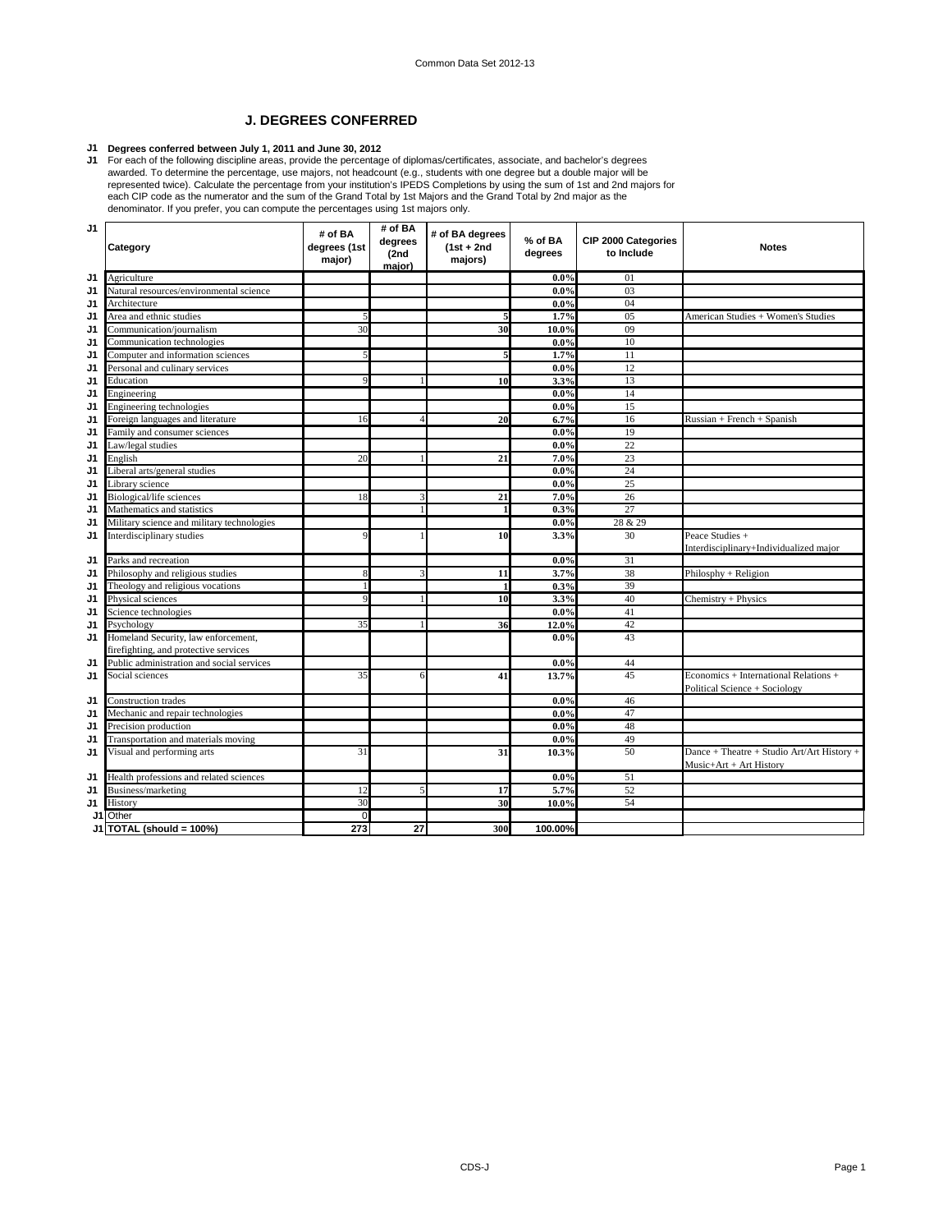## J. DEGREES CONFERRED

**J1 Degrees conferred between July 1, 2011 and June 30, 2012**

J1 For each of the following discipline areas, provide the percentage of diplomas/certificates, associate, and bachelor's degrees awarded. To determine the percentage, use majors, not headcount (e.g., students with one degree but a double major will be represented twice). Calculate the percentage from your institution's IPEDS Completions by using the sum of 1st and 2nd majors for each CIP code as the numerator and the sum of the Grand Total by 1st Majors and the Grand Total by 2nd major as the denominator. If you prefer, you can compute the percentages using 1st majors only.

| | Category | # of BA degrees (1st major) | # of BA degrees (2nd major) | # of BA degrees (1st + 2nd majors) | % of BA degrees | CIP 2000 Categories to Include | Notes |
|---|---|---|---|---|---|---|---|
| J1 | Agriculture | | | | 0.0% | 01 | |
| J1 | Natural resources/environmental science | | | | 0.0% | 03 | |
| J1 | Architecture | | | | 0.0% | 04 | |
| J1 | Area and ethnic studies | 5 | | 5 | 1.7% | 05 | American Studies + Women's Studies |
| J1 | Communication/journalism | 30 | | 30 | 10.0% | 09 | |
| J1 | Communication technologies | | | | 0.0% | 10 | |
| J1 | Computer and information sciences | 5 | | 5 | 1.7% | 11 | |
| J1 | Personal and culinary services | | | | 0.0% | 12 | |
| J1 | Education | 9 | 1 | 10 | 3.3% | 13 | |
| J1 | Engineering | | | | 0.0% | 14 | |
| J1 | Engineering technologies | | | | 0.0% | 15 | |
| J1 | Foreign languages and literature | 16 | 4 | 20 | 6.7% | 16 | Russian + French + Spanish |
| J1 | Family and consumer sciences | | | | 0.0% | 19 | |
| J1 | Law/legal studies | | | | 0.0% | 22 | |
| J1 | English | 20 | 1 | 21 | 7.0% | 23 | |
| J1 | Liberal arts/general studies | | | | 0.0% | 24 | |
| J1 | Library science | | | | 0.0% | 25 | |
| J1 | Biological/life sciences | 18 | 3 | 21 | 7.0% | 26 | |
| J1 | Mathematics and statistics | | 1 | 1 | 0.3% | 27 | |
| J1 | Military science and military technologies | | | | 0.0% | 28 & 29 | |
| J1 | Interdisciplinary studies | 9 | 1 | 10 | 3.3% | 30 | Peace Studies + Interdisciplinary+Individualized major |
| J1 | Parks and recreation | | | | 0.0% | 31 | |
| J1 | Philosophy and religious studies | 8 | 3 | 11 | 3.7% | 38 | Philosophy + Religion |
| J1 | Theology and religious vocations | 1 | | 1 | 0.3% | 39 | |
| J1 | Physical sciences | 9 | 1 | 10 | 3.3% | 40 | Chemistry + Physics |
| J1 | Science technologies | | | | 0.0% | 41 | |
| J1 | Psychology | 35 | 1 | 36 | 12.0% | 42 | |
| J1 | Homeland Security, law enforcement, firefighting, and protective services | | | | 0.0% | 43 | |
| J1 | Public administration and social services | | | | 0.0% | 44 | |
| J1 | Social sciences | 35 | 6 | 41 | 13.7% | 45 | Economics + International Relations + Political Science + Sociology |
| J1 | Construction trades | | | | 0.0% | 46 | |
| J1 | Mechanic and repair technologies | | | | 0.0% | 47 | |
| J1 | Precision production | | | | 0.0% | 48 | |
| J1 | Transportation and materials moving | | | | 0.0% | 49 | |
| J1 | Visual and performing arts | 31 | | 31 | 10.3% | 50 | Dance + Theatre + Studio Art/Art History + Music+Art + Art History |
| J1 | Health professions and related sciences | | | | 0.0% | 51 | |
| J1 | Business/marketing | 12 | 5 | 17 | 5.7% | 52 | |
| J1 | History | 30 | | 30 | 10.0% | 54 | |
| J1 | Other | 0 | | | | | |
| J1 | TOTAL (should = 100%) | 273 | 27 | 300 | 100.00% | | |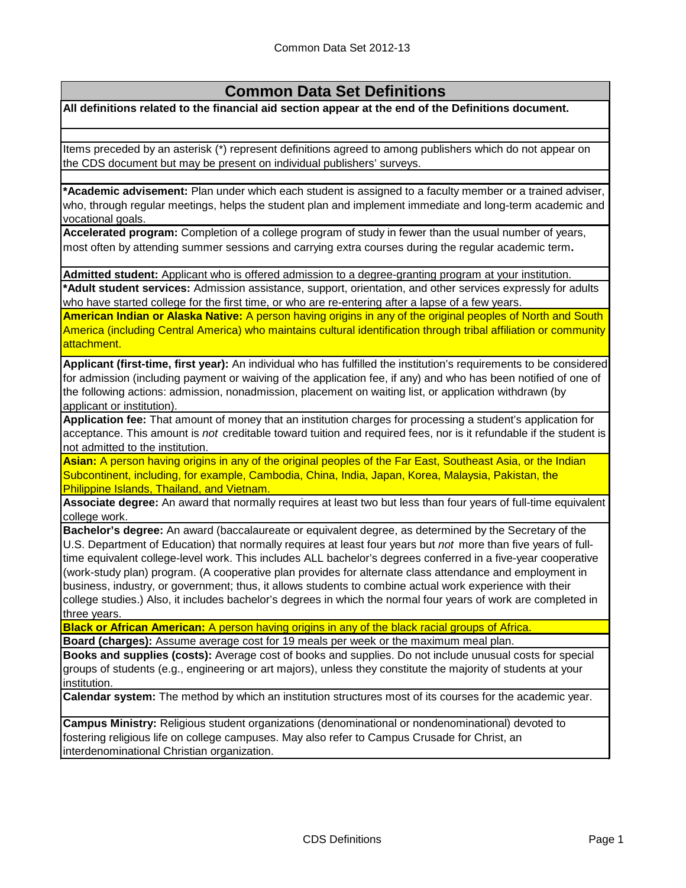# Common Data Set Definitions

**All definitions related to the financial aid section appear at the end of the Definitions document.**

Items preceded by an asterisk (*) represent definitions agreed to among publishers which do not appear on the CDS document but may be present on individual publishers' surveys.

**\*Academic advisement:** Plan under which each student is assigned to a faculty member or a trained adviser, who, through regular meetings, helps the student plan and implement immediate and long-term academic and vocational goals.

**Accelerated program:** Completion of a college program of study in fewer than the usual number of years, most often by attending summer sessions and carrying extra courses during the regular academic term**.**

**Admitted student:** Applicant who is offered admission to a degree-granting program at your institution.

**\*Adult student services:** Admission assistance, support, orientation, and other services expressly for adults who have started college for the first time, or who are re-entering after a lapse of a few years.

**American Indian or Alaska Native:** A person having origins in any of the original peoples of North and South America (including Central America) who maintains cultural identification through tribal affiliation or community attachment.

**Applicant (first-time, first year):** An individual who has fulfilled the institution's requirements to be considered for admission (including payment or waiving of the application fee, if any) and who has been notified of one of the following actions: admission, nonadmission, placement on waiting list, or application withdrawn (by applicant or institution).

**Application fee:** That amount of money that an institution charges for processing a student's application for acceptance. This amount is *not* creditable toward tuition and required fees, nor is it refundable if the student is not admitted to the institution.

**Asian:** A person having origins in any of the original peoples of the Far East, Southeast Asia, or the Indian Subcontinent, including, for example, Cambodia, China, India, Japan, Korea, Malaysia, Pakistan, the Philippine Islands, Thailand, and Vietnam.

**Associate degree:** An award that normally requires at least two but less than four years of full-time equivalent college work.

**Bachelor's degree:** An award (baccalaureate or equivalent degree, as determined by the Secretary of the U.S. Department of Education) that normally requires at least four years but *not* more than five years of full-time equivalent college-level work. This includes ALL bachelor's degrees conferred in a five-year cooperative (work-study plan) program. (A cooperative plan provides for alternate class attendance and employment in business, industry, or government; thus, it allows students to combine actual work experience with their college studies.) Also, it includes bachelor's degrees in which the normal four years of work are completed in three years.

**Black or African American:** A person having origins in any of the black racial groups of Africa.

**Board (charges):** Assume average cost for 19 meals per week or the maximum meal plan.

**Books and supplies (costs):** Average cost of books and supplies. Do not include unusual costs for special groups of students (e.g., engineering or art majors), unless they constitute the majority of students at your institution.

**Calendar system:** The method by which an institution structures most of its courses for the academic year.

**Campus Ministry:** Religious student organizations (denominational or nondenominational) devoted to fostering religious life on college campuses. May also refer to Campus Crusade for Christ, an interdenominational Christian organization.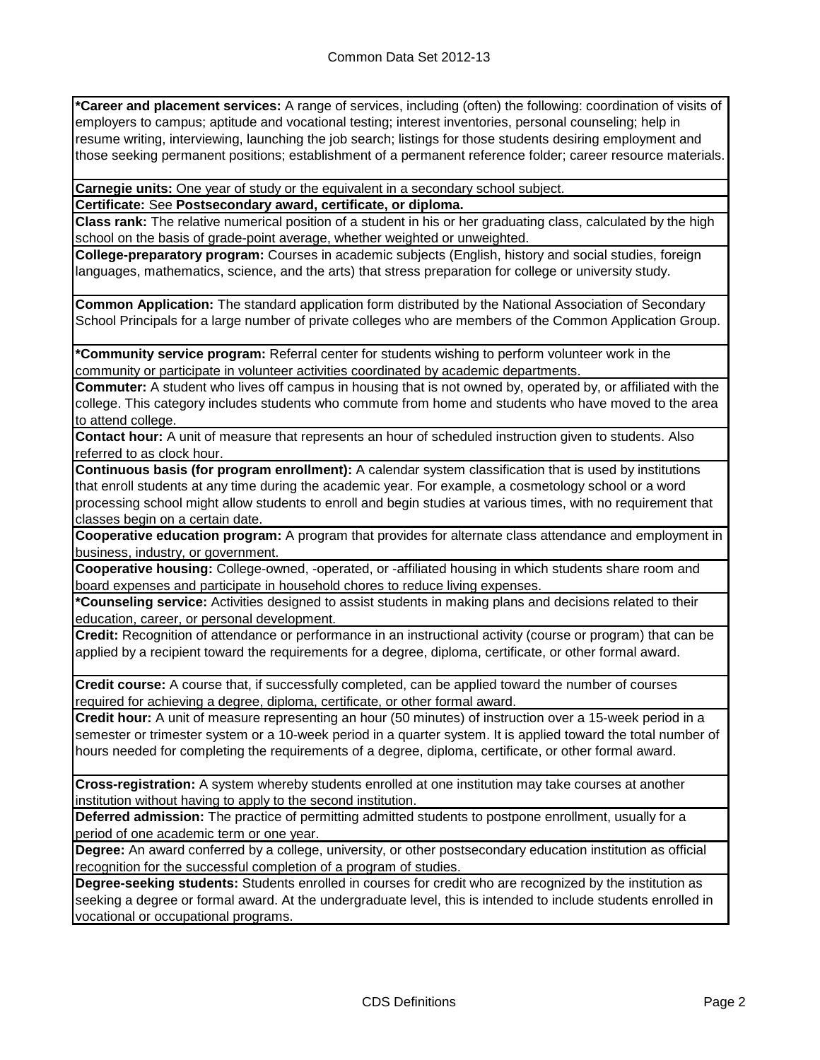**\*Career and placement services:** A range of services, including (often) the following: coordination of visits of employers to campus; aptitude and vocational testing; interest inventories, personal counseling; help in resume writing, interviewing, launching the job search; listings for those students desiring employment and those seeking permanent positions; establishment of a permanent reference folder; career resource materials.

**Carnegie units:** One year of study or the equivalent in a secondary school subject.

**Certificate:** See **Postsecondary award, certificate, or diploma.**

**Class rank:** The relative numerical position of a student in his or her graduating class, calculated by the high school on the basis of grade-point average, whether weighted or unweighted.

**College-preparatory program:** Courses in academic subjects (English, history and social studies, foreign languages, mathematics, science, and the arts) that stress preparation for college or university study.

**Common Application:** The standard application form distributed by the National Association of Secondary School Principals for a large number of private colleges who are members of the Common Application Group.

**\*Community service program:** Referral center for students wishing to perform volunteer work in the community or participate in volunteer activities coordinated by academic departments.

**Commuter:** A student who lives off campus in housing that is not owned by, operated by, or affiliated with the college. This category includes students who commute from home and students who have moved to the area to attend college.

**Contact hour:** A unit of measure that represents an hour of scheduled instruction given to students. Also referred to as clock hour.

**Continuous basis (for program enrollment):** A calendar system classification that is used by institutions that enroll students at any time during the academic year. For example, a cosmetology school or a word processing school might allow students to enroll and begin studies at various times, with no requirement that classes begin on a certain date.

**Cooperative education program:** A program that provides for alternate class attendance and employment in business, industry, or government.

**Cooperative housing:** College-owned, -operated, or -affiliated housing in which students share room and board expenses and participate in household chores to reduce living expenses.

**\*Counseling service:** Activities designed to assist students in making plans and decisions related to their education, career, or personal development.

**Credit:** Recognition of attendance or performance in an instructional activity (course or program) that can be applied by a recipient toward the requirements for a degree, diploma, certificate, or other formal award.

**Credit course:** A course that, if successfully completed, can be applied toward the number of courses required for achieving a degree, diploma, certificate, or other formal award.

**Credit hour:** A unit of measure representing an hour (50 minutes) of instruction over a 15-week period in a semester or trimester system or a 10-week period in a quarter system. It is applied toward the total number of hours needed for completing the requirements of a degree, diploma, certificate, or other formal award.

**Cross-registration:** A system whereby students enrolled at one institution may take courses at another institution without having to apply to the second institution.

**Deferred admission:** The practice of permitting admitted students to postpone enrollment, usually for a period of one academic term or one year.

**Degree:** An award conferred by a college, university, or other postsecondary education institution as official recognition for the successful completion of a program of studies.

**Degree-seeking students:** Students enrolled in courses for credit who are recognized by the institution as seeking a degree or formal award. At the undergraduate level, this is intended to include students enrolled in vocational or occupational programs.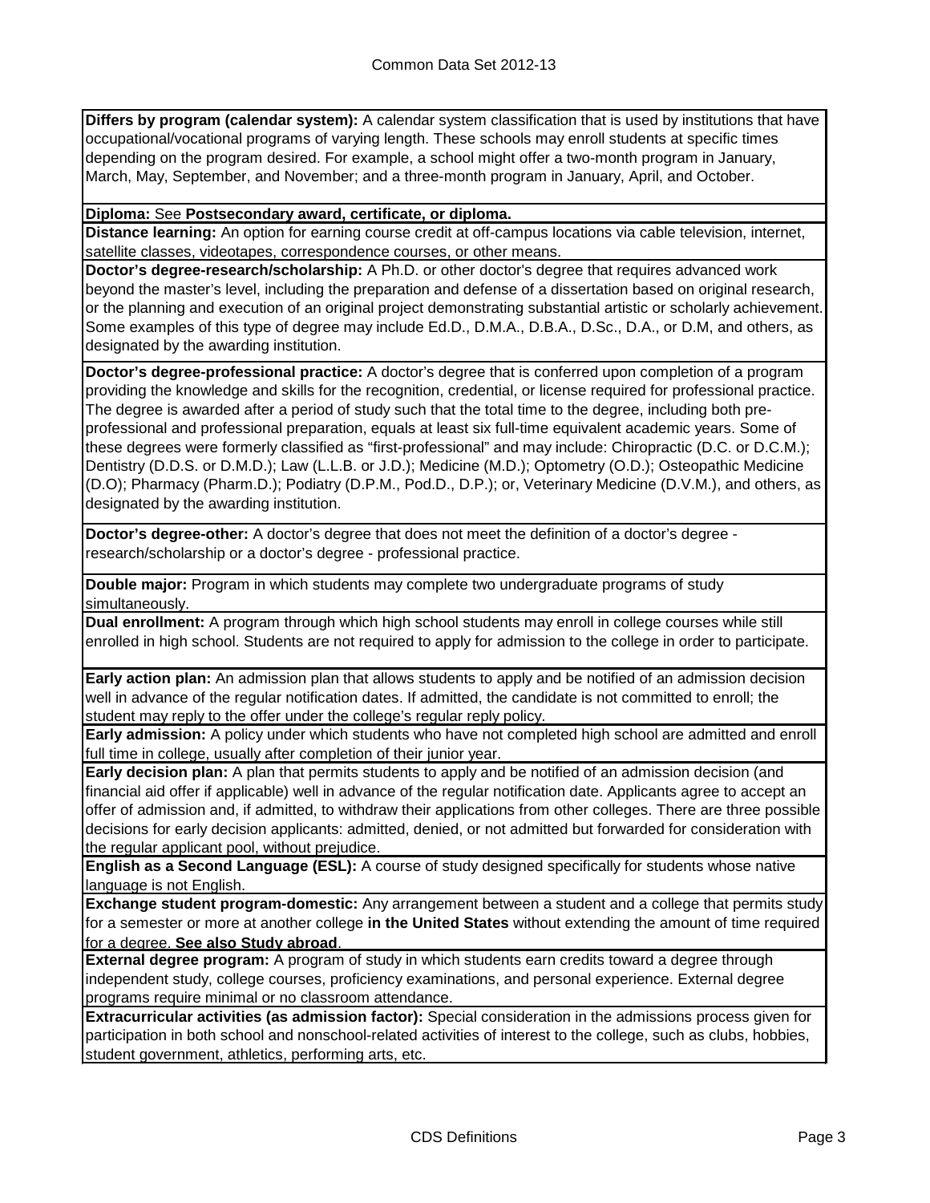**Differs by program (calendar system):** A calendar system classification that is used by institutions that have occupational/vocational programs of varying length. These schools may enroll students at specific times depending on the program desired. For example, a school might offer a two-month program in January, March, May, September, and November; and a three-month program in January, April, and October.

**Diploma:** See **Postsecondary award, certificate, or diploma.**

**Distance learning:** An option for earning course credit at off-campus locations via cable television, internet, satellite classes, videotapes, correspondence courses, or other means.

**Doctor's degree-research/scholarship:** A Ph.D. or other doctor's degree that requires advanced work beyond the master's level, including the preparation and defense of a dissertation based on original research, or the planning and execution of an original project demonstrating substantial artistic or scholarly achievement. Some examples of this type of degree may include Ed.D., D.M.A., D.B.A., D.Sc., D.A., or D.M, and others, as designated by the awarding institution.

**Doctor's degree-professional practice:** A doctor's degree that is conferred upon completion of a program providing the knowledge and skills for the recognition, credential, or license required for professional practice. The degree is awarded after a period of study such that the total time to the degree, including both pre-professional and professional preparation, equals at least six full-time equivalent academic years. Some of these degrees were formerly classified as "first-professional" and may include: Chiropractic (D.C. or D.C.M.); Dentistry (D.D.S. or D.M.D.); Law (L.L.B. or J.D.); Medicine (M.D.); Optometry (O.D.); Osteopathic Medicine (D.O); Pharmacy (Pharm.D.); Podiatry (D.P.M., Pod.D., D.P.); or, Veterinary Medicine (D.V.M.), and others, as designated by the awarding institution.

**Doctor's degree-other:** A doctor's degree that does not meet the definition of a doctor's degree - research/scholarship or a doctor's degree - professional practice.

**Double major:** Program in which students may complete two undergraduate programs of study simultaneously.

**Dual enrollment:** A program through which high school students may enroll in college courses while still enrolled in high school. Students are not required to apply for admission to the college in order to participate.

**Early action plan:** An admission plan that allows students to apply and be notified of an admission decision well in advance of the regular notification dates. If admitted, the candidate is not committed to enroll; the student may reply to the offer under the college's regular reply policy.

**Early admission:** A policy under which students who have not completed high school are admitted and enroll full time in college, usually after completion of their junior year.

**Early decision plan:** A plan that permits students to apply and be notified of an admission decision (and financial aid offer if applicable) well in advance of the regular notification date. Applicants agree to accept an offer of admission and, if admitted, to withdraw their applications from other colleges. There are three possible decisions for early decision applicants: admitted, denied, or not admitted but forwarded for consideration with the regular applicant pool, without prejudice.

**English as a Second Language (ESL):** A course of study designed specifically for students whose native language is not English.

**Exchange student program-domestic:** Any arrangement between a student and a college that permits study for a semester or more at another college **in the United States** without extending the amount of time required for a degree. **See also Study abroad**.

**External degree program:** A program of study in which students earn credits toward a degree through independent study, college courses, proficiency examinations, and personal experience. External degree programs require minimal or no classroom attendance.

**Extracurricular activities (as admission factor):** Special consideration in the admissions process given for participation in both school and nonschool-related activities of interest to the college, such as clubs, hobbies, student government, athletics, performing arts, etc.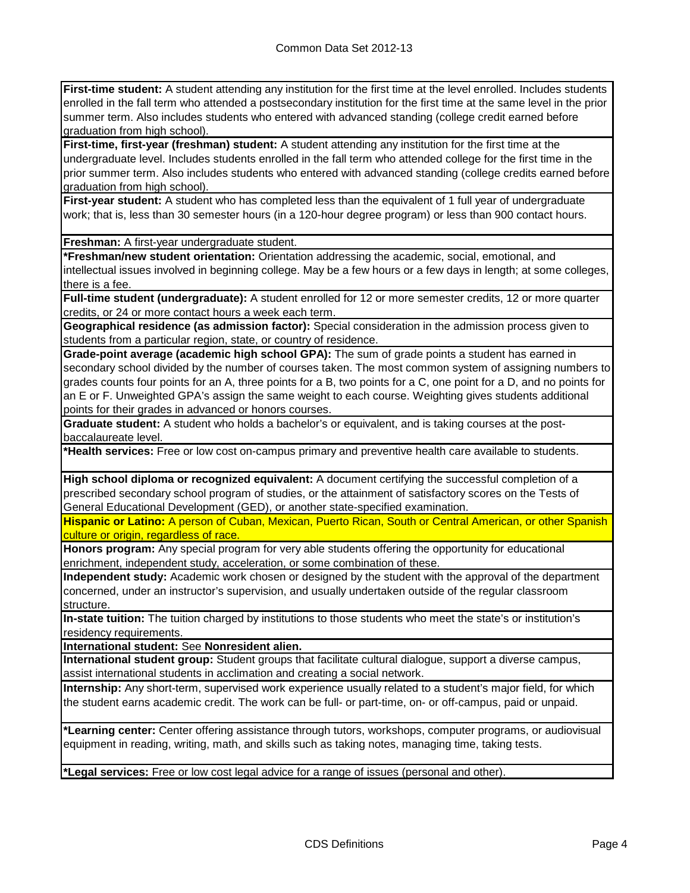**First-time student:** A student attending any institution for the first time at the level enrolled. Includes students enrolled in the fall term who attended a postsecondary institution for the first time at the same level in the prior summer term. Also includes students who entered with advanced standing (college credit earned before graduation from high school).

**First-time, first-year (freshman) student:** A student attending any institution for the first time at the undergraduate level. Includes students enrolled in the fall term who attended college for the first time in the prior summer term. Also includes students who entered with advanced standing (college credits earned before graduation from high school).

**First-year student:** A student who has completed less than the equivalent of 1 full year of undergraduate work; that is, less than 30 semester hours (in a 120-hour degree program) or less than 900 contact hours.

**Freshman:** A first-year undergraduate student.

**\*Freshman/new student orientation:** Orientation addressing the academic, social, emotional, and intellectual issues involved in beginning college. May be a few hours or a few days in length; at some colleges, there is a fee.

**Full-time student (undergraduate):** A student enrolled for 12 or more semester credits, 12 or more quarter credits, or 24 or more contact hours a week each term.

**Geographical residence (as admission factor):** Special consideration in the admission process given to students from a particular region, state, or country of residence.

**Grade-point average (academic high school GPA):** The sum of grade points a student has earned in secondary school divided by the number of courses taken. The most common system of assigning numbers to grades counts four points for an A, three points for a B, two points for a C, one point for a D, and no points for an E or F. Unweighted GPA's assign the same weight to each course. Weighting gives students additional points for their grades in advanced or honors courses.

**Graduate student:** A student who holds a bachelor's or equivalent, and is taking courses at the post-baccalaureate level.

**\*Health services:** Free or low cost on-campus primary and preventive health care available to students.

**High school diploma or recognized equivalent:** A document certifying the successful completion of a prescribed secondary school program of studies, or the attainment of satisfactory scores on the Tests of General Educational Development (GED), or another state-specified examination.

**Hispanic or Latino:** A person of Cuban, Mexican, Puerto Rican, South or Central American, or other Spanish culture or origin, regardless of race.

**Honors program:** Any special program for very able students offering the opportunity for educational enrichment, independent study, acceleration, or some combination of these.

**Independent study:** Academic work chosen or designed by the student with the approval of the department concerned, under an instructor's supervision, and usually undertaken outside of the regular classroom structure.

**In-state tuition:** The tuition charged by institutions to those students who meet the state's or institution's residency requirements.

**International student:** See **Nonresident alien.**

**International student group:** Student groups that facilitate cultural dialogue, support a diverse campus, assist international students in acclimation and creating a social network.

**Internship:** Any short-term, supervised work experience usually related to a student's major field, for which the student earns academic credit. The work can be full- or part-time, on- or off-campus, paid or unpaid.

**\*Learning center:** Center offering assistance through tutors, workshops, computer programs, or audiovisual equipment in reading, writing, math, and skills such as taking notes, managing time, taking tests.

**\*Legal services:** Free or low cost legal advice for a range of issues (personal and other).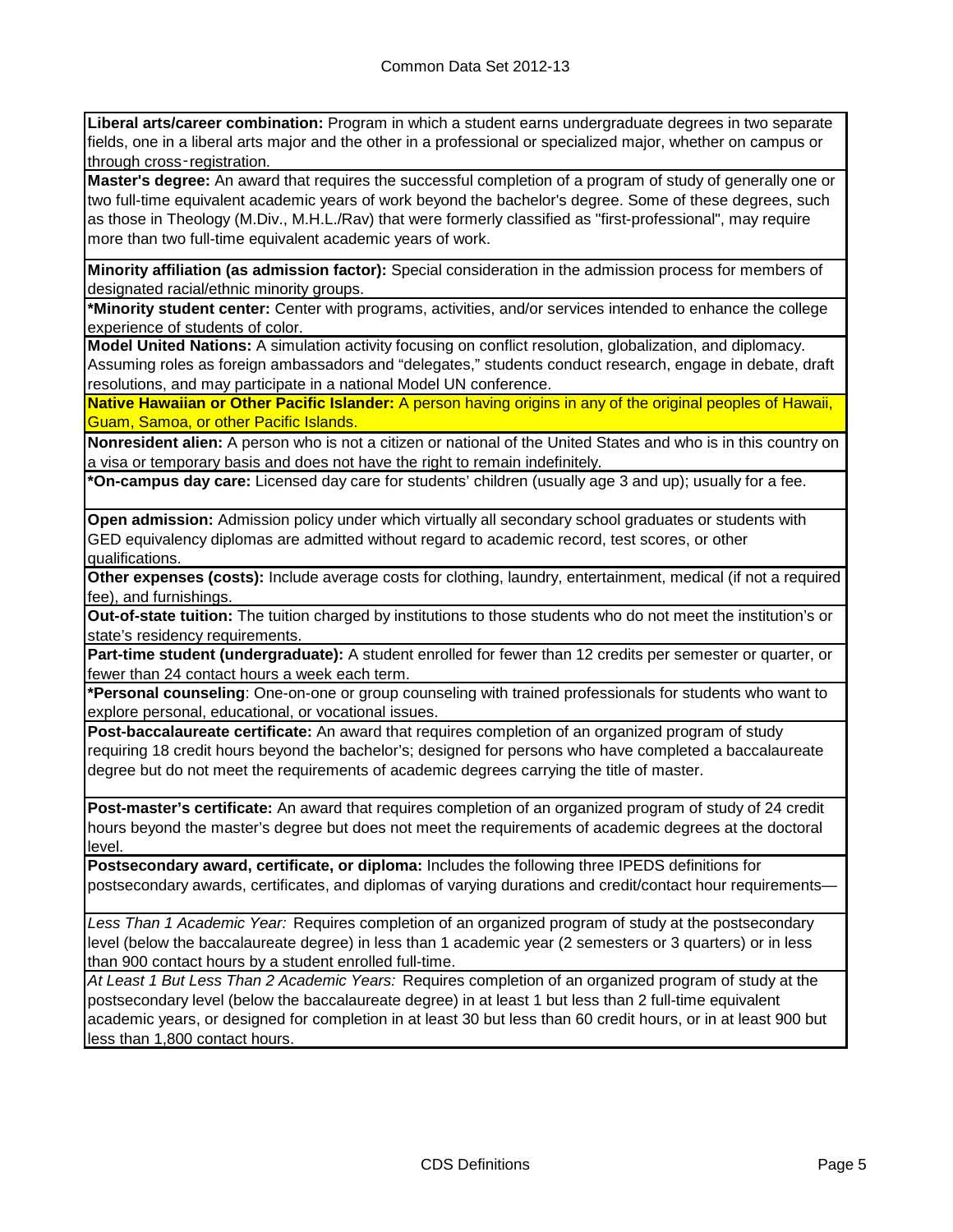**Liberal arts/career combination:** Program in which a student earns undergraduate degrees in two separate fields, one in a liberal arts major and the other in a professional or specialized major, whether on campus or through cross‑registration.

**Master's degree:** An award that requires the successful completion of a program of study of generally one or two full-time equivalent academic years of work beyond the bachelor's degree. Some of these degrees, such as those in Theology (M.Div., M.H.L./Rav) that were formerly classified as "first-professional", may require more than two full-time equivalent academic years of work.

**Minority affiliation (as admission factor):** Special consideration in the admission process for members of designated racial/ethnic minority groups.

***Minority student center:** Center with programs, activities, and/or services intended to enhance the college experience of students of color.

**Model United Nations:** A simulation activity focusing on conflict resolution, globalization, and diplomacy. Assuming roles as foreign ambassadors and "delegates," students conduct research, engage in debate, draft resolutions, and may participate in a national Model UN conference.

**Native Hawaiian or Other Pacific Islander:** A person having origins in any of the original peoples of Hawaii, Guam, Samoa, or other Pacific Islands.

**Nonresident alien:** A person who is not a citizen or national of the United States and who is in this country on a visa or temporary basis and does not have the right to remain indefinitely.

***On-campus day care:** Licensed day care for students' children (usually age 3 and up); usually for a fee.

**Open admission:** Admission policy under which virtually all secondary school graduates or students with GED equivalency diplomas are admitted without regard to academic record, test scores, or other qualifications.

**Other expenses (costs):** Include average costs for clothing, laundry, entertainment, medical (if not a required fee), and furnishings.

**Out-of-state tuition:** The tuition charged by institutions to those students who do not meet the institution's or state's residency requirements.

**Part-time student (undergraduate):** A student enrolled for fewer than 12 credits per semester or quarter, or fewer than 24 contact hours a week each term.

***Personal counseling**: One-on-one or group counseling with trained professionals for students who want to explore personal, educational, or vocational issues.

**Post-baccalaureate certificate:** An award that requires completion of an organized program of study requiring 18 credit hours beyond the bachelor's; designed for persons who have completed a baccalaureate degree but do not meet the requirements of academic degrees carrying the title of master.

**Post-master's certificate:** An award that requires completion of an organized program of study of 24 credit hours beyond the master's degree but does not meet the requirements of academic degrees at the doctoral level.

**Postsecondary award, certificate, or diploma:** Includes the following three IPEDS definitions for postsecondary awards, certificates, and diplomas of varying durations and credit/contact hour requirements—

*Less Than 1 Academic Year:* Requires completion of an organized program of study at the postsecondary level (below the baccalaureate degree) in less than 1 academic year (2 semesters or 3 quarters) or in less than 900 contact hours by a student enrolled full-time.

*At Least 1 But Less Than 2 Academic Years:* Requires completion of an organized program of study at the postsecondary level (below the baccalaureate degree) in at least 1 but less than 2 full-time equivalent academic years, or designed for completion in at least 30 but less than 60 credit hours, or in at least 900 but less than 1,800 contact hours.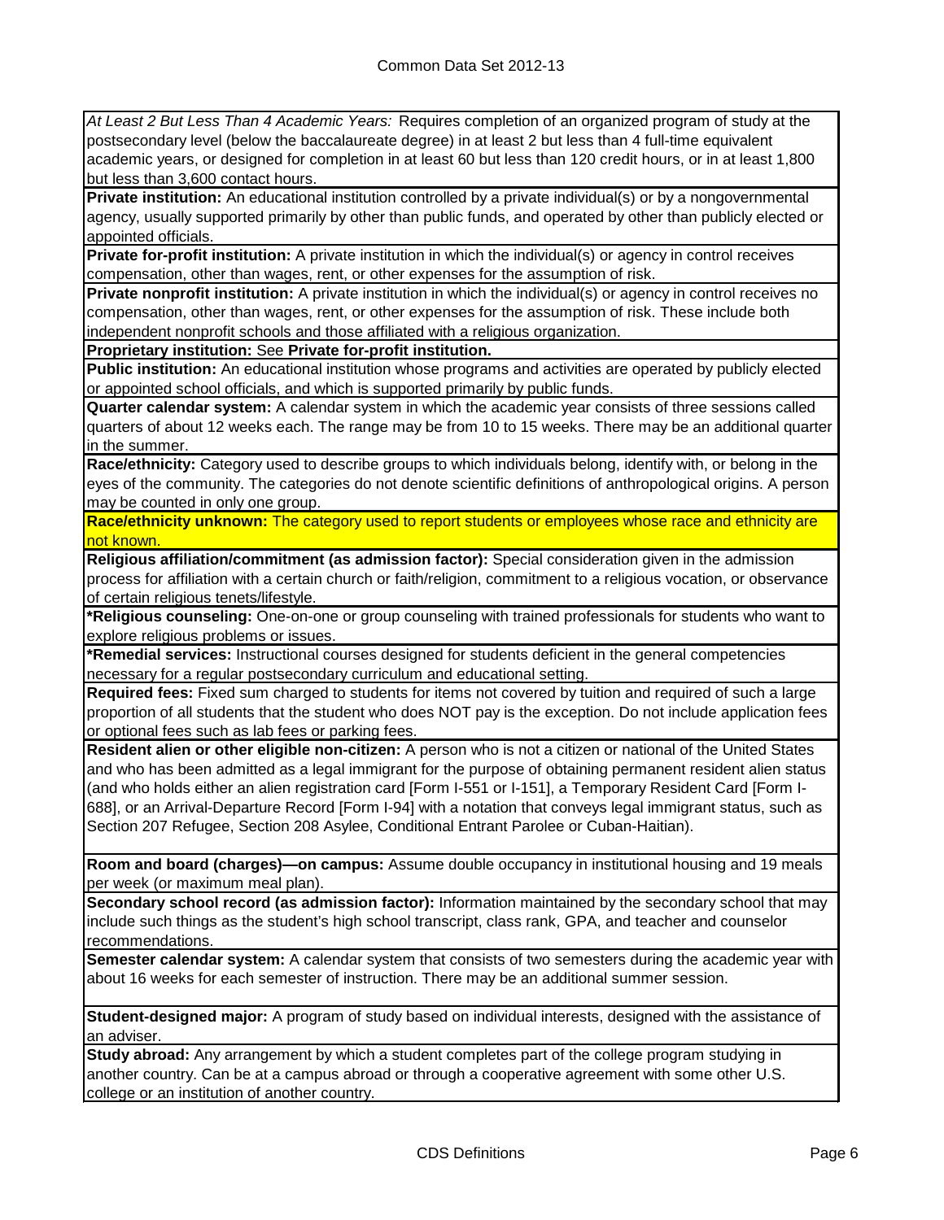*At Least 2 But Less Than 4 Academic Years:* Requires completion of an organized program of study at the postsecondary level (below the baccalaureate degree) in at least 2 but less than 4 full-time equivalent academic years, or designed for completion in at least 60 but less than 120 credit hours, or in at least 1,800 but less than 3,600 contact hours.

**Private institution:** An educational institution controlled by a private individual(s) or by a nongovernmental agency, usually supported primarily by other than public funds, and operated by other than publicly elected or appointed officials.

**Private for-profit institution:** A private institution in which the individual(s) or agency in control receives compensation, other than wages, rent, or other expenses for the assumption of risk.

**Private nonprofit institution:** A private institution in which the individual(s) or agency in control receives no compensation, other than wages, rent, or other expenses for the assumption of risk. These include both independent nonprofit schools and those affiliated with a religious organization.

**Proprietary institution:** See **Private for-profit institution.**

**Public institution:** An educational institution whose programs and activities are operated by publicly elected or appointed school officials, and which is supported primarily by public funds.

**Quarter calendar system:** A calendar system in which the academic year consists of three sessions called quarters of about 12 weeks each. The range may be from 10 to 15 weeks. There may be an additional quarter in the summer.

**Race/ethnicity:** Category used to describe groups to which individuals belong, identify with, or belong in the eyes of the community. The categories do not denote scientific definitions of anthropological origins. A person may be counted in only one group.

**Race/ethnicity unknown:** The category used to report students or employees whose race and ethnicity are not known.

**Religious affiliation/commitment (as admission factor):** Special consideration given in the admission process for affiliation with a certain church or faith/religion, commitment to a religious vocation, or observance of certain religious tenets/lifestyle.

**\*Religious counseling:** One-on-one or group counseling with trained professionals for students who want to explore religious problems or issues.

**\*Remedial services:** Instructional courses designed for students deficient in the general competencies necessary for a regular postsecondary curriculum and educational setting.

**Required fees:** Fixed sum charged to students for items not covered by tuition and required of such a large proportion of all students that the student who does NOT pay is the exception. Do not include application fees or optional fees such as lab fees or parking fees.

**Resident alien or other eligible non-citizen:** A person who is not a citizen or national of the United States and who has been admitted as a legal immigrant for the purpose of obtaining permanent resident alien status (and who holds either an alien registration card [Form I-551 or I-151], a Temporary Resident Card [Form I-688], or an Arrival-Departure Record [Form I-94] with a notation that conveys legal immigrant status, such as Section 207 Refugee, Section 208 Asylee, Conditional Entrant Parolee or Cuban-Haitian).

**Room and board (charges)—on campus:** Assume double occupancy in institutional housing and 19 meals per week (or maximum meal plan).

**Secondary school record (as admission factor):** Information maintained by the secondary school that may include such things as the student's high school transcript, class rank, GPA, and teacher and counselor recommendations.

**Semester calendar system:** A calendar system that consists of two semesters during the academic year with about 16 weeks for each semester of instruction. There may be an additional summer session.

**Student-designed major:** A program of study based on individual interests, designed with the assistance of an adviser.

**Study abroad:** Any arrangement by which a student completes part of the college program studying in another country. Can be at a campus abroad or through a cooperative agreement with some other U.S. college or an institution of another country.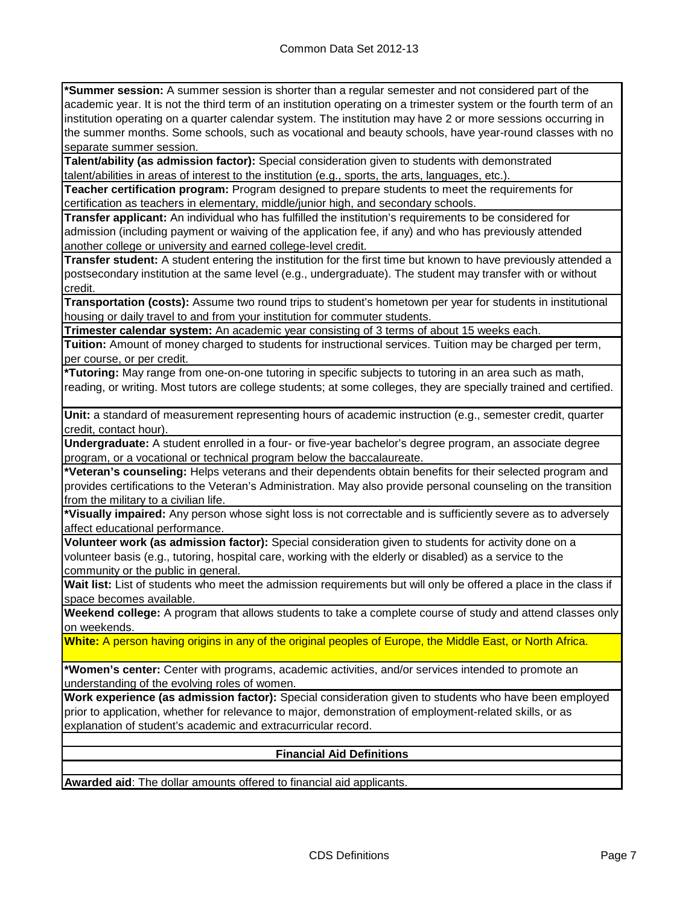**\*Summer session:** A summer session is shorter than a regular semester and not considered part of the academic year. It is not the third term of an institution operating on a trimester system or the fourth term of an institution operating on a quarter calendar system. The institution may have 2 or more sessions occurring in the summer months. Some schools, such as vocational and beauty schools, have year-round classes with no separate summer session.

**Talent/ability (as admission factor):** Special consideration given to students with demonstrated talent/abilities in areas of interest to the institution (e.g., sports, the arts, languages, etc.).

**Teacher certification program:** Program designed to prepare students to meet the requirements for certification as teachers in elementary, middle/junior high, and secondary schools.

**Transfer applicant:** An individual who has fulfilled the institution's requirements to be considered for admission (including payment or waiving of the application fee, if any) and who has previously attended another college or university and earned college-level credit.

**Transfer student:** A student entering the institution for the first time but known to have previously attended a postsecondary institution at the same level (e.g., undergraduate). The student may transfer with or without credit.

**Transportation (costs):** Assume two round trips to student's hometown per year for students in institutional housing or daily travel to and from your institution for commuter students.

**Trimester calendar system:** An academic year consisting of 3 terms of about 15 weeks each.

**Tuition:** Amount of money charged to students for instructional services. Tuition may be charged per term, per course, or per credit.

**\*Tutoring:** May range from one-on-one tutoring in specific subjects to tutoring in an area such as math, reading, or writing. Most tutors are college students; at some colleges, they are specially trained and certified.

**Unit:** a standard of measurement representing hours of academic instruction (e.g., semester credit, quarter credit, contact hour).

**Undergraduate:** A student enrolled in a four- or five-year bachelor's degree program, an associate degree program, or a vocational or technical program below the baccalaureate.

**\*Veteran's counseling:** Helps veterans and their dependents obtain benefits for their selected program and provides certifications to the Veteran's Administration. May also provide personal counseling on the transition from the military to a civilian life.

**\*Visually impaired:** Any person whose sight loss is not correctable and is sufficiently severe as to adversely affect educational performance.

**Volunteer work (as admission factor):** Special consideration given to students for activity done on a volunteer basis (e.g., tutoring, hospital care, working with the elderly or disabled) as a service to the community or the public in general.

**Wait list:** List of students who meet the admission requirements but will only be offered a place in the class if space becomes available.

**Weekend college:** A program that allows students to take a complete course of study and attend classes only on weekends.

**White:** A person having origins in any of the original peoples of Europe, the Middle East, or North Africa.

**\*Women's center:** Center with programs, academic activities, and/or services intended to promote an understanding of the evolving roles of women.

**Work experience (as admission factor):** Special consideration given to students who have been employed prior to application, whether for relevance to major, demonstration of employment-related skills, or as explanation of student's academic and extracurricular record.

## Financial Aid Definitions

**Awarded aid**: The dollar amounts offered to financial aid applicants.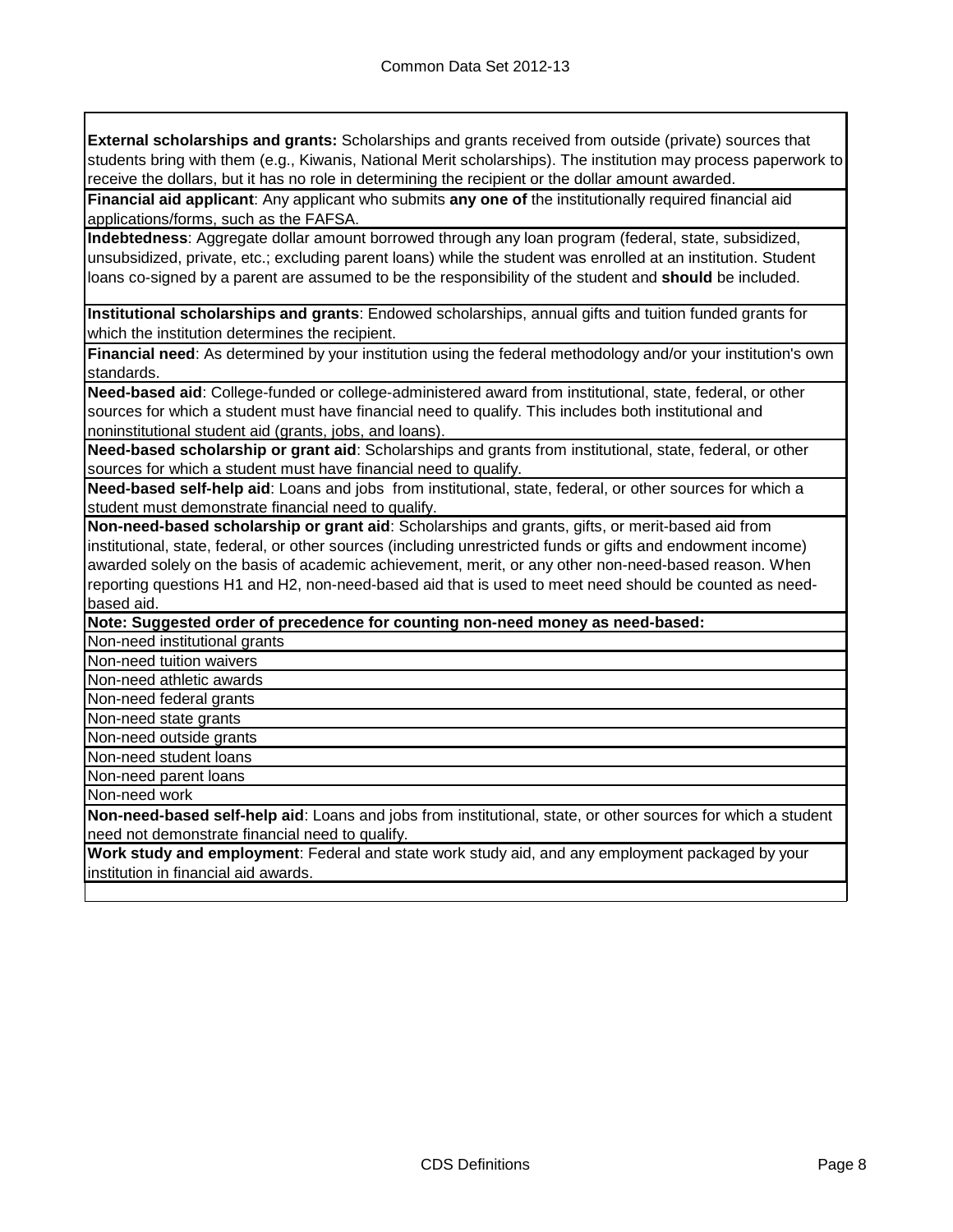**External scholarships and grants:** Scholarships and grants received from outside (private) sources that students bring with them (e.g., Kiwanis, National Merit scholarships). The institution may process paperwork to receive the dollars, but it has no role in determining the recipient or the dollar amount awarded.

**Financial aid applicant**: Any applicant who submits **any one of** the institutionally required financial aid applications/forms, such as the FAFSA.

**Indebtedness**: Aggregate dollar amount borrowed through any loan program (federal, state, subsidized, unsubsidized, private, etc.; excluding parent loans) while the student was enrolled at an institution. Student loans co-signed by a parent are assumed to be the responsibility of the student and **should** be included.

**Institutional scholarships and grants**: Endowed scholarships, annual gifts and tuition funded grants for which the institution determines the recipient.

**Financial need**: As determined by your institution using the federal methodology and/or your institution's own standards.

**Need-based aid**: College-funded or college-administered award from institutional, state, federal, or other sources for which a student must have financial need to qualify. This includes both institutional and noninstitutional student aid (grants, jobs, and loans).

**Need-based scholarship or grant aid**: Scholarships and grants from institutional, state, federal, or other sources for which a student must have financial need to qualify.

**Need-based self-help aid**: Loans and jobs from institutional, state, federal, or other sources for which a student must demonstrate financial need to qualify.

**Non-need-based scholarship or grant aid**: Scholarships and grants, gifts, or merit-based aid from institutional, state, federal, or other sources (including unrestricted funds or gifts and endowment income) awarded solely on the basis of academic achievement, merit, or any other non-need-based reason. When reporting questions H1 and H2, non-need-based aid that is used to meet need should be counted as need-based aid.

**Note: Suggested order of precedence for counting non-need money as need-based:**

- Non-need institutional grants
- Non-need tuition waivers
- Non-need athletic awards
- Non-need federal grants
- Non-need state grants
- Non-need outside grants
- Non-need student loans
- Non-need parent loans
- Non-need work

**Non-need-based self-help aid**: Loans and jobs from institutional, state, or other sources for which a student need not demonstrate financial need to qualify.

**Work study and employment**: Federal and state work study aid, and any employment packaged by your institution in financial aid awards.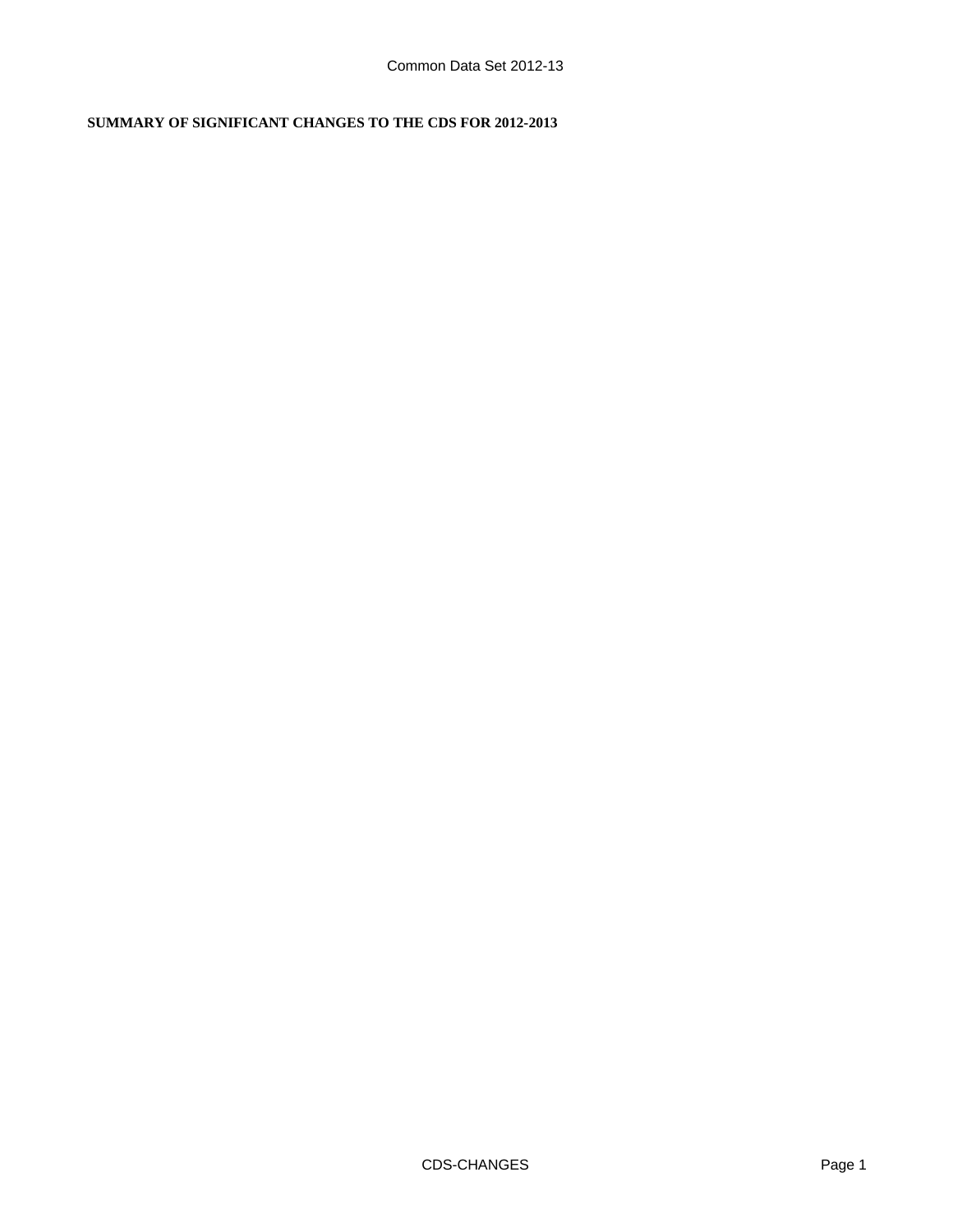**SUMMARY OF SIGNIFICANT CHANGES TO THE CDS FOR 2012-2013**